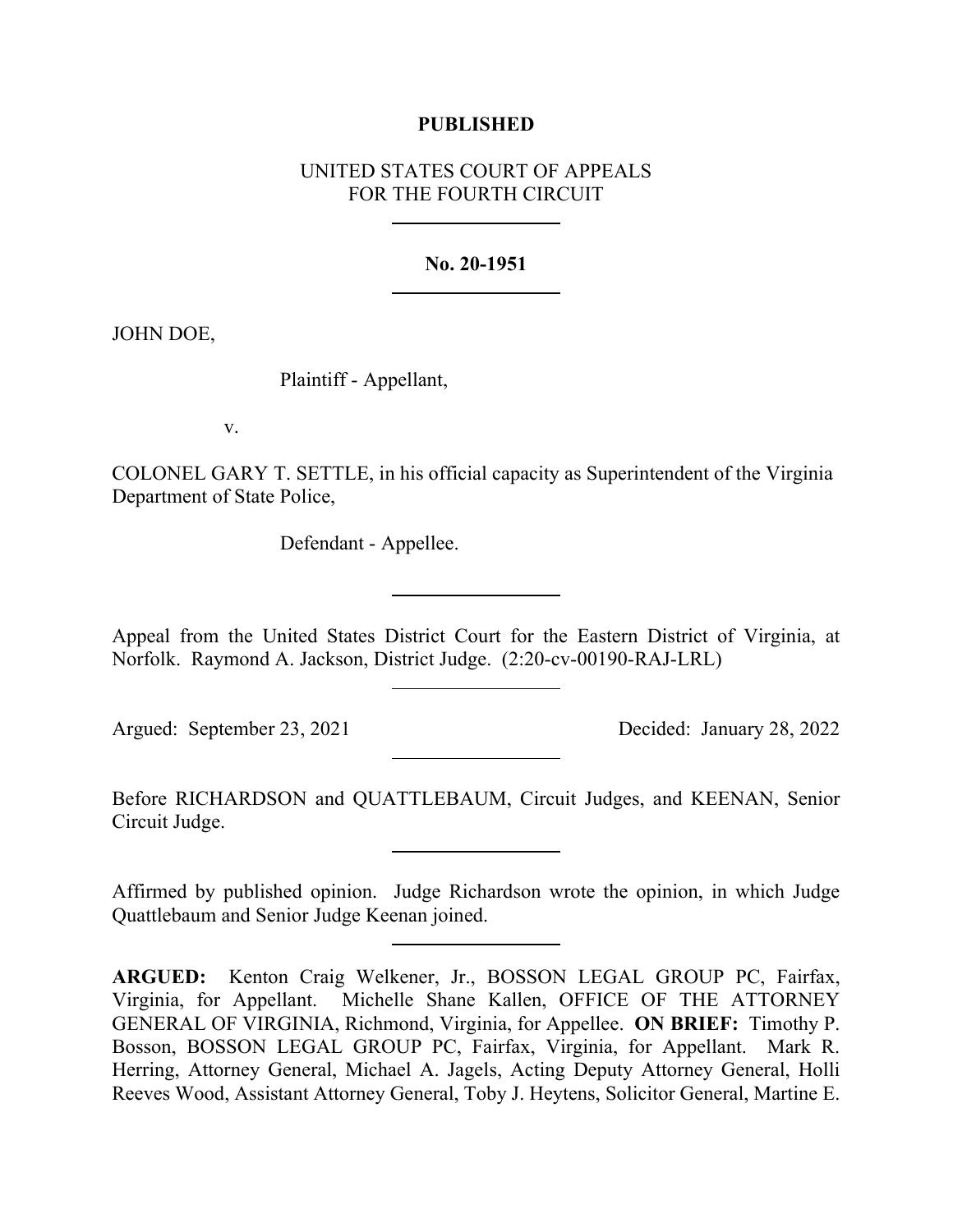**PUBLISHED**

UNITED STATES COURT OF APPEALS
FOR THE FOURTH CIRCUIT

---

**No. 20-1951**

---

JOHN DOE,

Plaintiff - Appellant,

v.

COLONEL GARY T. SETTLE, in his official capacity as Superintendent of the Virginia Department of State Police,

Defendant - Appellee.

---

Appeal from the United States District Court for the Eastern District of Virginia, at Norfolk. Raymond A. Jackson, District Judge. (2:20-cv-00190-RAJ-LRL)

---

Argued: September 23, 2021 Decided: January 28, 2022

---

Before RICHARDSON and QUATTLEBAUM, Circuit Judges, and KEENAN, Senior Circuit Judge.

---

Affirmed by published opinion. Judge Richardson wrote the opinion, in which Judge Quattlebaum and Senior Judge Keenan joined.

---

**ARGUED:** Kenton Craig Welkener, Jr., BOSSON LEGAL GROUP PC, Fairfax, Virginia, for Appellant. Michelle Shane Kallen, OFFICE OF THE ATTORNEY GENERAL OF VIRGINIA, Richmond, Virginia, for Appellee. **ON BRIEF:** Timothy P. Bosson, BOSSON LEGAL GROUP PC, Fairfax, Virginia, for Appellant. Mark R. Herring, Attorney General, Michael A. Jagels, Acting Deputy Attorney General, Holli Reeves Wood, Assistant Attorney General, Toby J. Heytens, Solicitor General, Martine E.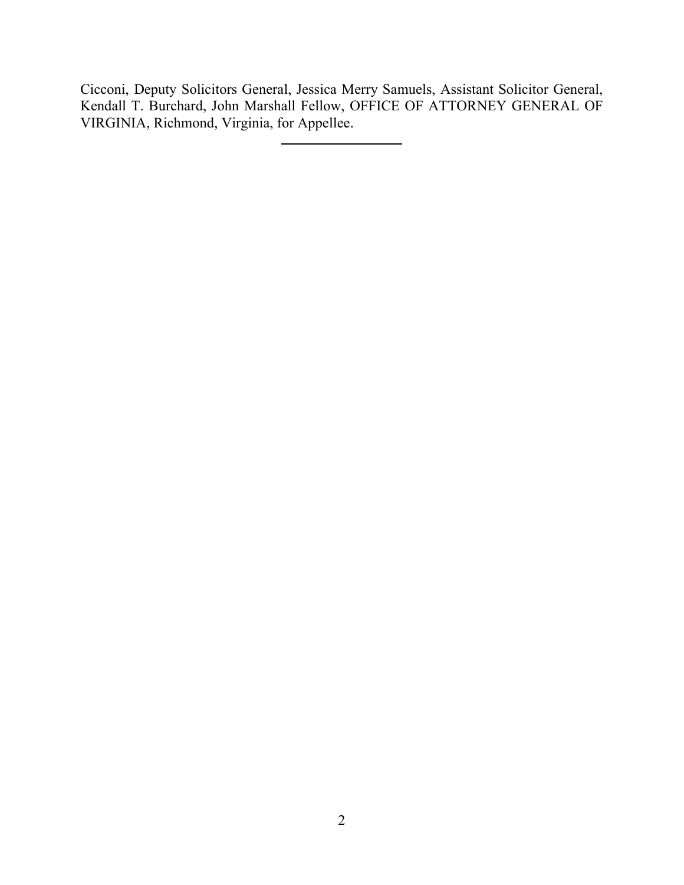Cicconi, Deputy Solicitors General, Jessica Merry Samuels, Assistant Solicitor General, Kendall T. Burchard, John Marshall Fellow, OFFICE OF ATTORNEY GENERAL OF VIRGINIA, Richmond, Virginia, for Appellee.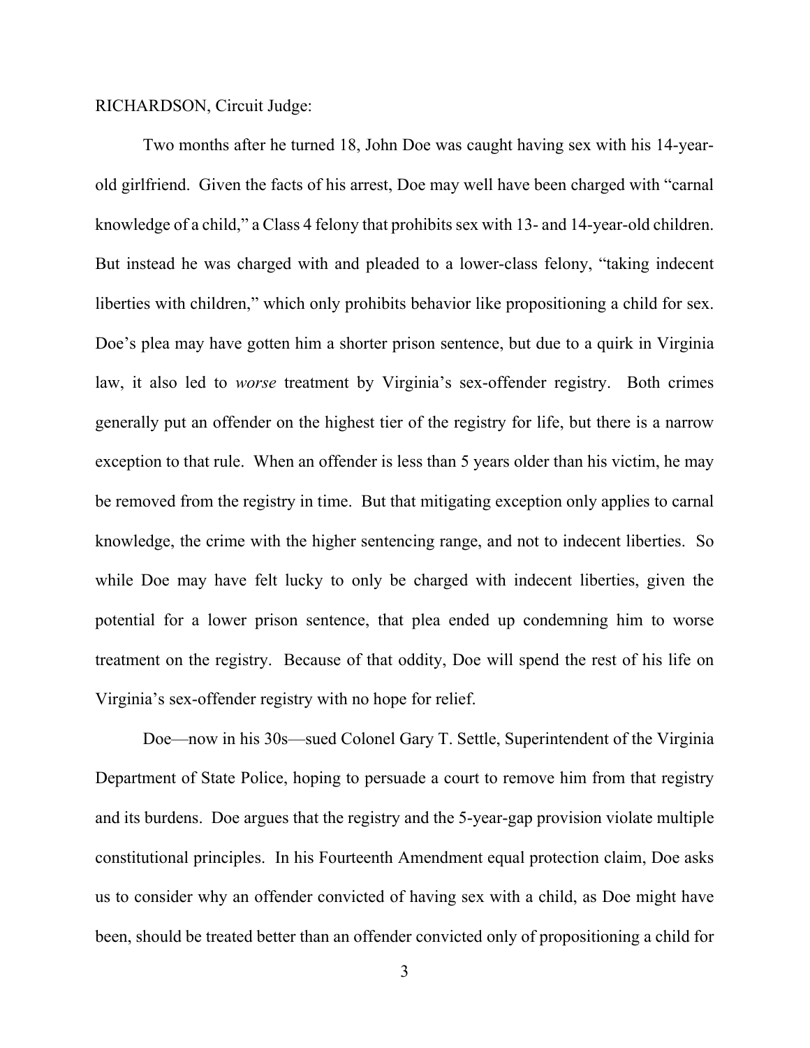RICHARDSON, Circuit Judge:

Two months after he turned 18, John Doe was caught having sex with his 14-year-old girlfriend. Given the facts of his arrest, Doe may well have been charged with "carnal knowledge of a child," a Class 4 felony that prohibits sex with 13- and 14-year-old children. But instead he was charged with and pleaded to a lower-class felony, "taking indecent liberties with children," which only prohibits behavior like propositioning a child for sex. Doe's plea may have gotten him a shorter prison sentence, but due to a quirk in Virginia law, it also led to *worse* treatment by Virginia's sex-offender registry. Both crimes generally put an offender on the highest tier of the registry for life, but there is a narrow exception to that rule. When an offender is less than 5 years older than his victim, he may be removed from the registry in time. But that mitigating exception only applies to carnal knowledge, the crime with the higher sentencing range, and not to indecent liberties. So while Doe may have felt lucky to only be charged with indecent liberties, given the potential for a lower prison sentence, that plea ended up condemning him to worse treatment on the registry. Because of that oddity, Doe will spend the rest of his life on Virginia's sex-offender registry with no hope for relief.

Doe—now in his 30s—sued Colonel Gary T. Settle, Superintendent of the Virginia Department of State Police, hoping to persuade a court to remove him from that registry and its burdens. Doe argues that the registry and the 5-year-gap provision violate multiple constitutional principles. In his Fourteenth Amendment equal protection claim, Doe asks us to consider why an offender convicted of having sex with a child, as Doe might have been, should be treated better than an offender convicted only of propositioning a child for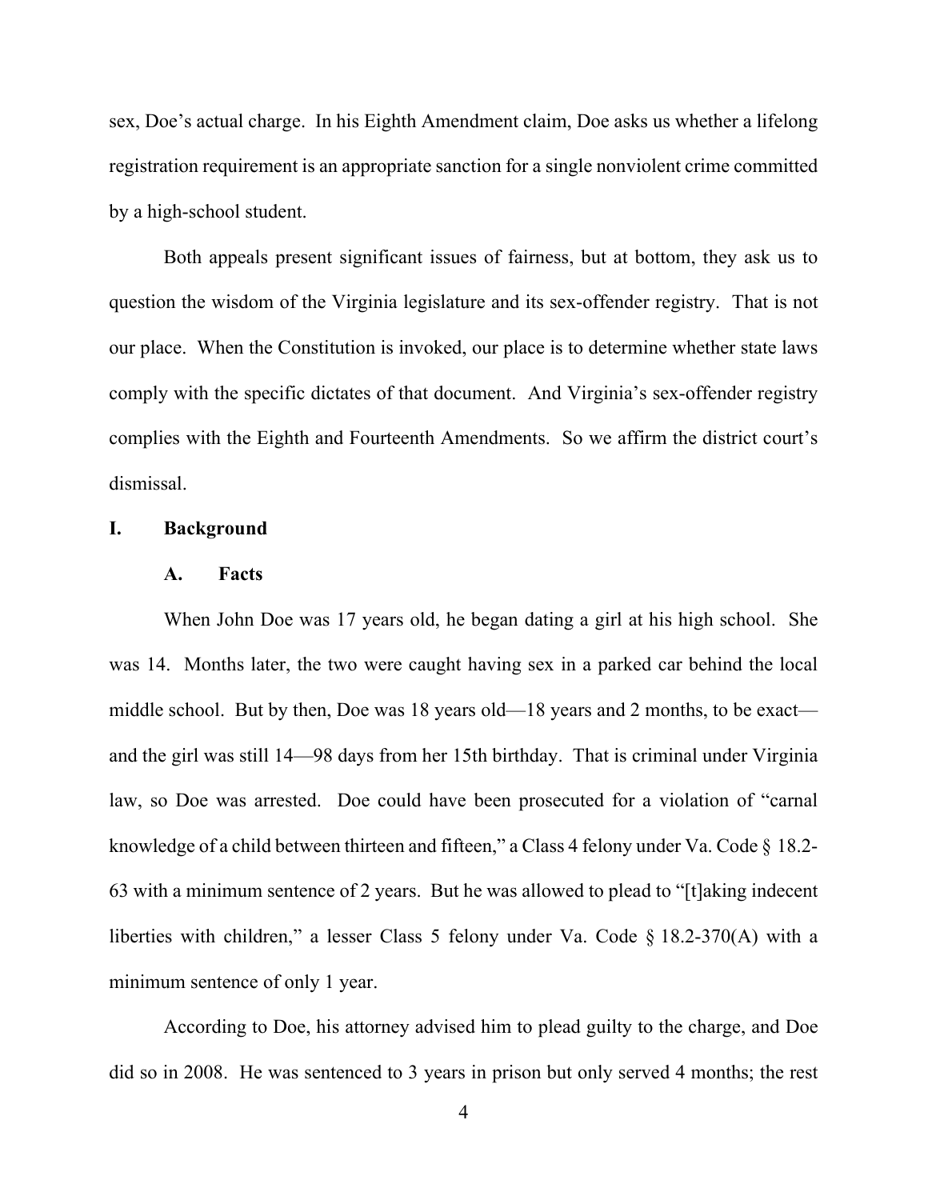sex, Doe's actual charge. In his Eighth Amendment claim, Doe asks us whether a lifelong registration requirement is an appropriate sanction for a single nonviolent crime committed by a high-school student.

Both appeals present significant issues of fairness, but at bottom, they ask us to question the wisdom of the Virginia legislature and its sex-offender registry. That is not our place. When the Constitution is invoked, our place is to determine whether state laws comply with the specific dictates of that document. And Virginia's sex-offender registry complies with the Eighth and Fourteenth Amendments. So we affirm the district court's dismissal.

## I. Background

### A. Facts

When John Doe was 17 years old, he began dating a girl at his high school. She was 14. Months later, the two were caught having sex in a parked car behind the local middle school. But by then, Doe was 18 years old—18 years and 2 months, to be exact—and the girl was still 14—98 days from her 15th birthday. That is criminal under Virginia law, so Doe was arrested. Doe could have been prosecuted for a violation of "carnal knowledge of a child between thirteen and fifteen," a Class 4 felony under Va. Code § 18.2-63 with a minimum sentence of 2 years. But he was allowed to plead to "[t]aking indecent liberties with children," a lesser Class 5 felony under Va. Code § 18.2-370(A) with a minimum sentence of only 1 year.

According to Doe, his attorney advised him to plead guilty to the charge, and Doe did so in 2008. He was sentenced to 3 years in prison but only served 4 months; the rest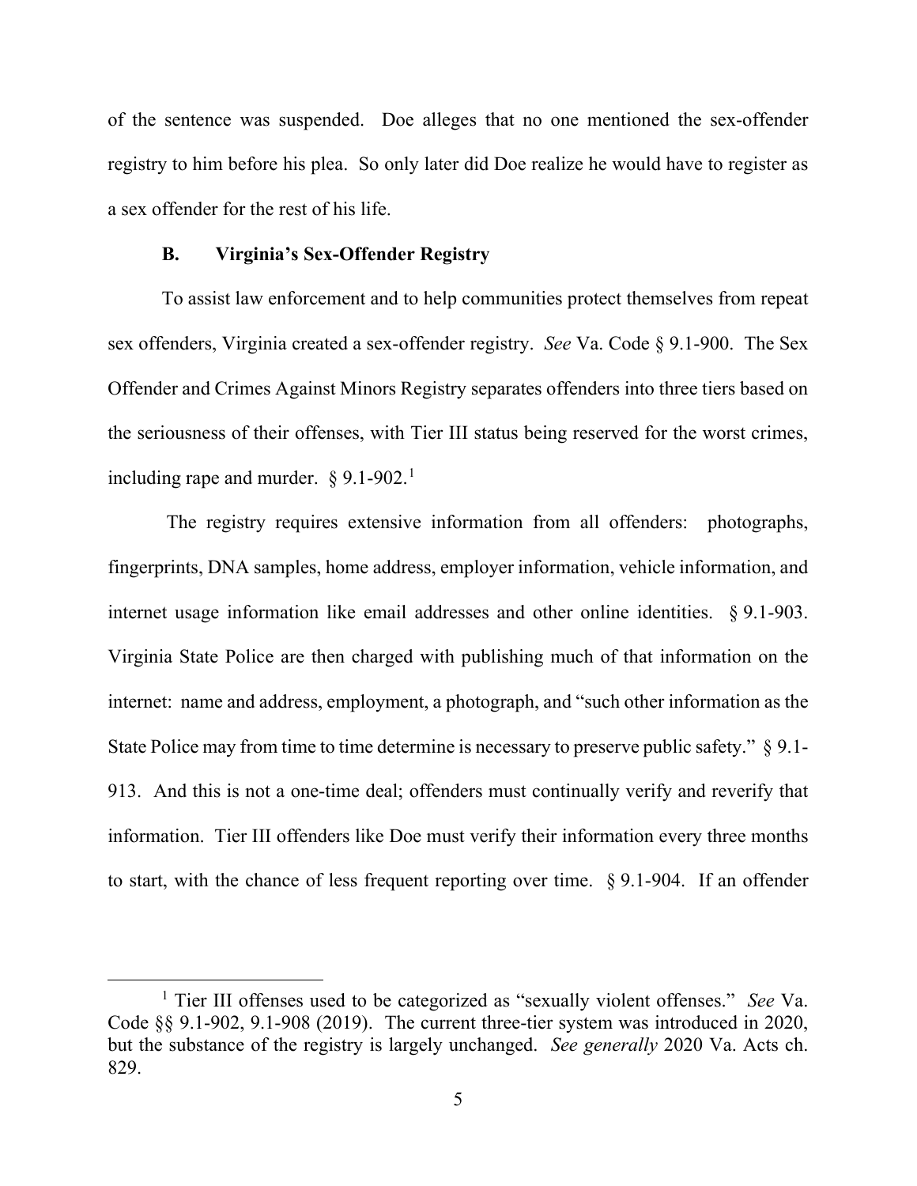of the sentence was suspended. Doe alleges that no one mentioned the sex-offender registry to him before his plea. So only later did Doe realize he would have to register as a sex offender for the rest of his life.

### B. Virginia's Sex-Offender Registry

To assist law enforcement and to help communities protect themselves from repeat sex offenders, Virginia created a sex-offender registry. *See* Va. Code § 9.1-900. The Sex Offender and Crimes Against Minors Registry separates offenders into three tiers based on the seriousness of their offenses, with Tier III status being reserved for the worst crimes, including rape and murder. § 9.1-902.[1]

The registry requires extensive information from all offenders: photographs, fingerprints, DNA samples, home address, employer information, vehicle information, and internet usage information like email addresses and other online identities. § 9.1-903. Virginia State Police are then charged with publishing much of that information on the internet: name and address, employment, a photograph, and "such other information as the State Police may from time to time determine is necessary to preserve public safety." § 9.1-913. And this is not a one-time deal; offenders must continually verify and reverify that information. Tier III offenders like Doe must verify their information every three months to start, with the chance of less frequent reporting over time. § 9.1-904. If an offender

---

[1] Tier III offenses used to be categorized as "sexually violent offenses." *See* Va. Code §§ 9.1-902, 9.1-908 (2019). The current three-tier system was introduced in 2020, but the substance of the registry is largely unchanged. *See generally* 2020 Va. Acts ch. 829.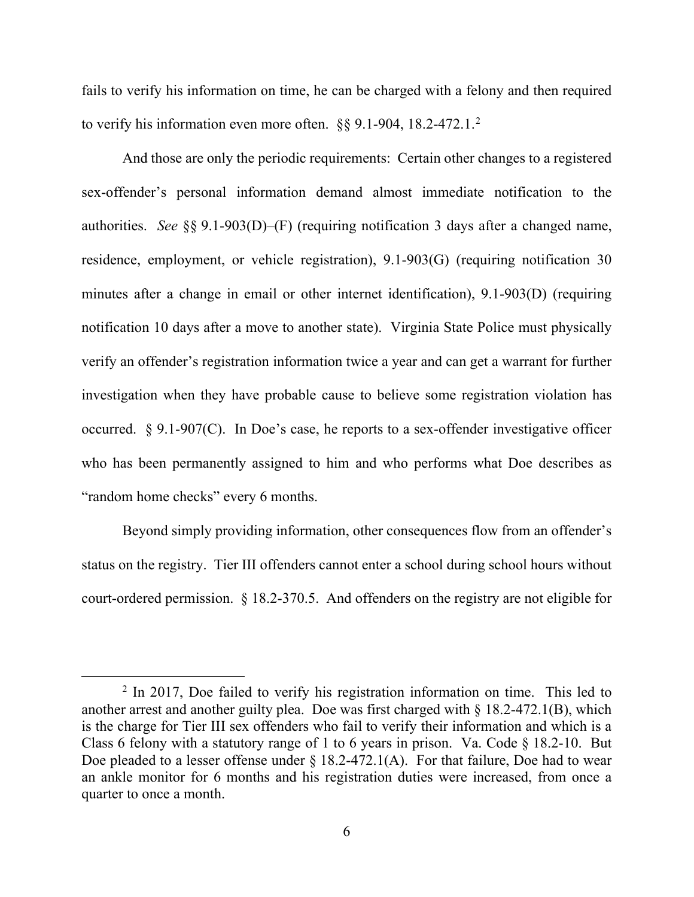fails to verify his information on time, he can be charged with a felony and then required to verify his information even more often. §§ 9.1-904, 18.2-472.1.[2]

And those are only the periodic requirements: Certain other changes to a registered sex-offender's personal information demand almost immediate notification to the authorities. *See* §§ 9.1-903(D)–(F) (requiring notification 3 days after a changed name, residence, employment, or vehicle registration), 9.1-903(G) (requiring notification 30 minutes after a change in email or other internet identification), 9.1-903(D) (requiring notification 10 days after a move to another state). Virginia State Police must physically verify an offender's registration information twice a year and can get a warrant for further investigation when they have probable cause to believe some registration violation has occurred. § 9.1-907(C). In Doe's case, he reports to a sex-offender investigative officer who has been permanently assigned to him and who performs what Doe describes as "random home checks" every 6 months.

Beyond simply providing information, other consequences flow from an offender's status on the registry. Tier III offenders cannot enter a school during school hours without court-ordered permission. § 18.2-370.5. And offenders on the registry are not eligible for

[2] In 2017, Doe failed to verify his registration information on time. This led to another arrest and another guilty plea. Doe was first charged with § 18.2-472.1(B), which is the charge for Tier III sex offenders who fail to verify their information and which is a Class 6 felony with a statutory range of 1 to 6 years in prison. Va. Code § 18.2-10. But Doe pleaded to a lesser offense under § 18.2-472.1(A). For that failure, Doe had to wear an ankle monitor for 6 months and his registration duties were increased, from once a quarter to once a month.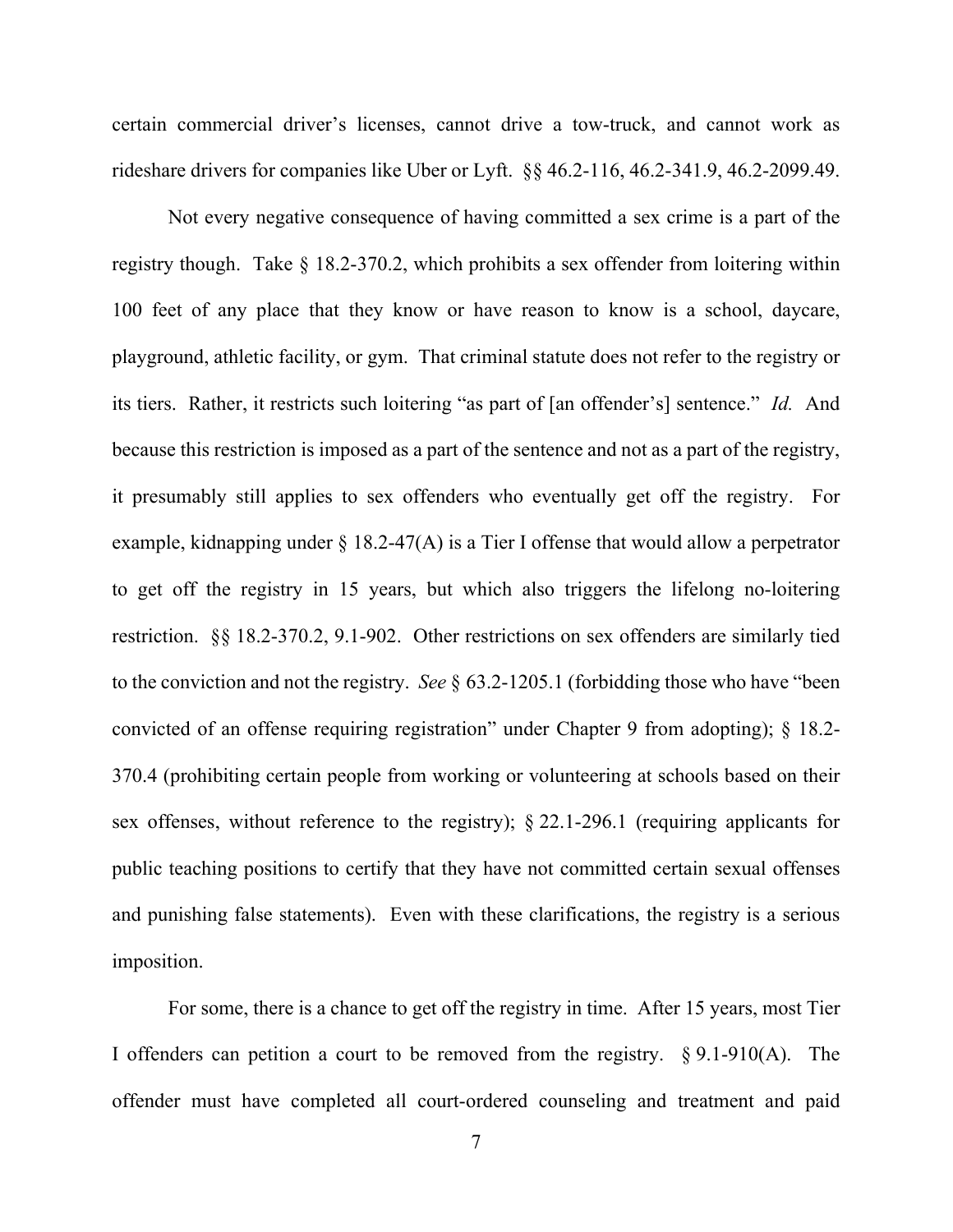certain commercial driver's licenses, cannot drive a tow-truck, and cannot work as rideshare drivers for companies like Uber or Lyft. §§ 46.2-116, 46.2-341.9, 46.2-2099.49.

Not every negative consequence of having committed a sex crime is a part of the registry though. Take § 18.2-370.2, which prohibits a sex offender from loitering within 100 feet of any place that they know or have reason to know is a school, daycare, playground, athletic facility, or gym. That criminal statute does not refer to the registry or its tiers. Rather, it restricts such loitering "as part of [an offender's] sentence." *Id.* And because this restriction is imposed as a part of the sentence and not as a part of the registry, it presumably still applies to sex offenders who eventually get off the registry. For example, kidnapping under § 18.2-47(A) is a Tier I offense that would allow a perpetrator to get off the registry in 15 years, but which also triggers the lifelong no-loitering restriction. §§ 18.2-370.2, 9.1-902. Other restrictions on sex offenders are similarly tied to the conviction and not the registry. *See* § 63.2-1205.1 (forbidding those who have "been convicted of an offense requiring registration" under Chapter 9 from adopting); § 18.2-370.4 (prohibiting certain people from working or volunteering at schools based on their sex offenses, without reference to the registry); § 22.1-296.1 (requiring applicants for public teaching positions to certify that they have not committed certain sexual offenses and punishing false statements). Even with these clarifications, the registry is a serious imposition.

For some, there is a chance to get off the registry in time. After 15 years, most Tier I offenders can petition a court to be removed from the registry. § 9.1-910(A). The offender must have completed all court-ordered counseling and treatment and paid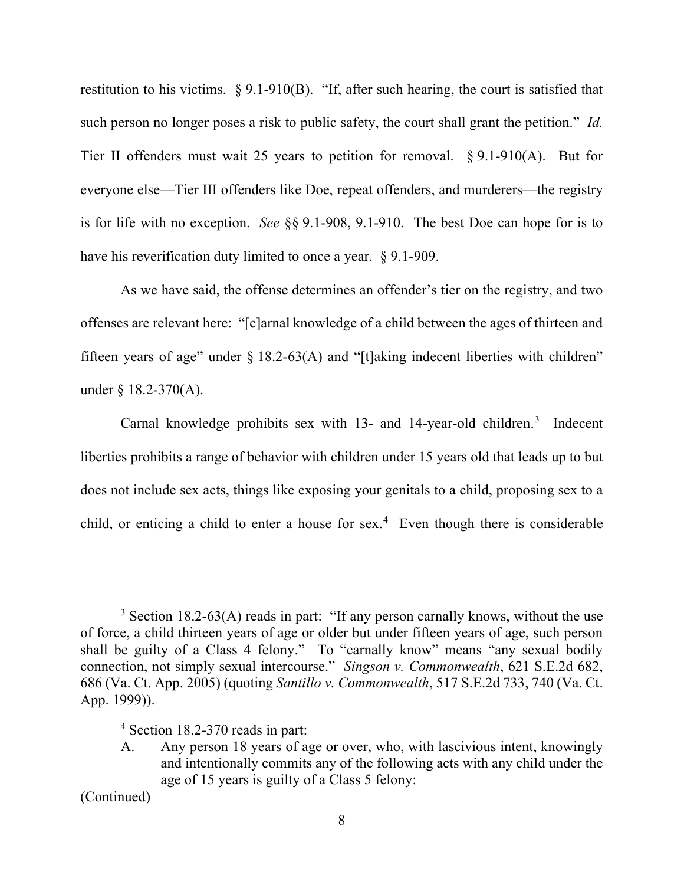restitution to his victims. § 9.1-910(B). "If, after such hearing, the court is satisfied that such person no longer poses a risk to public safety, the court shall grant the petition." *Id.* Tier II offenders must wait 25 years to petition for removal. § 9.1-910(A). But for everyone else—Tier III offenders like Doe, repeat offenders, and murderers—the registry is for life with no exception. *See* §§ 9.1-908, 9.1-910. The best Doe can hope for is to have his reverification duty limited to once a year. § 9.1-909.

As we have said, the offense determines an offender's tier on the registry, and two offenses are relevant here: "[c]arnal knowledge of a child between the ages of thirteen and fifteen years of age" under § 18.2-63(A) and "[t]aking indecent liberties with children" under § 18.2-370(A).

Carnal knowledge prohibits sex with 13- and 14-year-old children.[3] Indecent liberties prohibits a range of behavior with children under 15 years old that leads up to but does not include sex acts, things like exposing your genitals to a child, proposing sex to a child, or enticing a child to enter a house for sex.[4] Even though there is considerable

---

[3] Section 18.2-63(A) reads in part: "If any person carnally knows, without the use of force, a child thirteen years of age or older but under fifteen years of age, such person shall be guilty of a Class 4 felony." To "carnally know" means "any sexual bodily connection, not simply sexual intercourse." *Singson v. Commonwealth*, 621 S.E.2d 682, 686 (Va. Ct. App. 2005) (quoting *Santillo v. Commonwealth*, 517 S.E.2d 733, 740 (Va. Ct. App. 1999)).

[4] Section 18.2-370 reads in part:

A. Any person 18 years of age or over, who, with lascivious intent, knowingly and intentionally commits any of the following acts with any child under the age of 15 years is guilty of a Class 5 felony:

(Continued)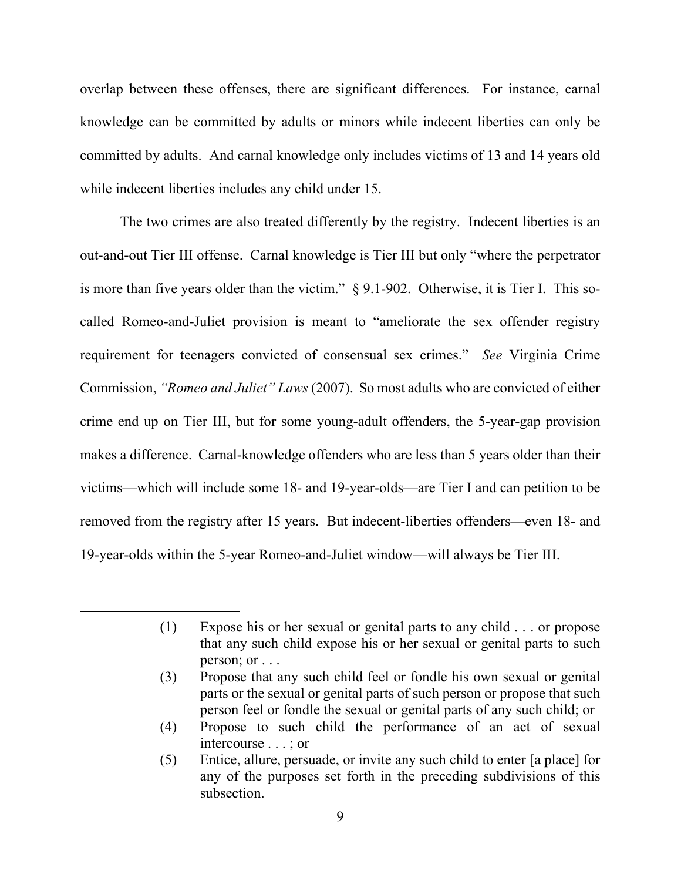overlap between these offenses, there are significant differences. For instance, carnal knowledge can be committed by adults or minors while indecent liberties can only be committed by adults. And carnal knowledge only includes victims of 13 and 14 years old while indecent liberties includes any child under 15.

The two crimes are also treated differently by the registry. Indecent liberties is an out-and-out Tier III offense. Carnal knowledge is Tier III but only "where the perpetrator is more than five years older than the victim." § 9.1-902. Otherwise, it is Tier I. This so-called Romeo-and-Juliet provision is meant to "ameliorate the sex offender registry requirement for teenagers convicted of consensual sex crimes." *See* Virginia Crime Commission, *"Romeo and Juliet" Laws* (2007). So most adults who are convicted of either crime end up on Tier III, but for some young-adult offenders, the 5-year-gap provision makes a difference. Carnal-knowledge offenders who are less than 5 years older than their victims—which will include some 18- and 19-year-olds—are Tier I and can petition to be removed from the registry after 15 years. But indecent-liberties offenders—even 18- and 19-year-olds within the 5-year Romeo-and-Juliet window—will always be Tier III.

---

> (1) Expose his or her sexual or genital parts to any child . . . or propose that any such child expose his or her sexual or genital parts to such person; or . . .
>
> (3) Propose that any such child feel or fondle his own sexual or genital parts or the sexual or genital parts of such person or propose that such person feel or fondle the sexual or genital parts of any such child; or
>
> (4) Propose to such child the performance of an act of sexual intercourse . . . ; or
>
> (5) Entice, allure, persuade, or invite any such child to enter [a place] for any of the purposes set forth in the preceding subdivisions of this subsection.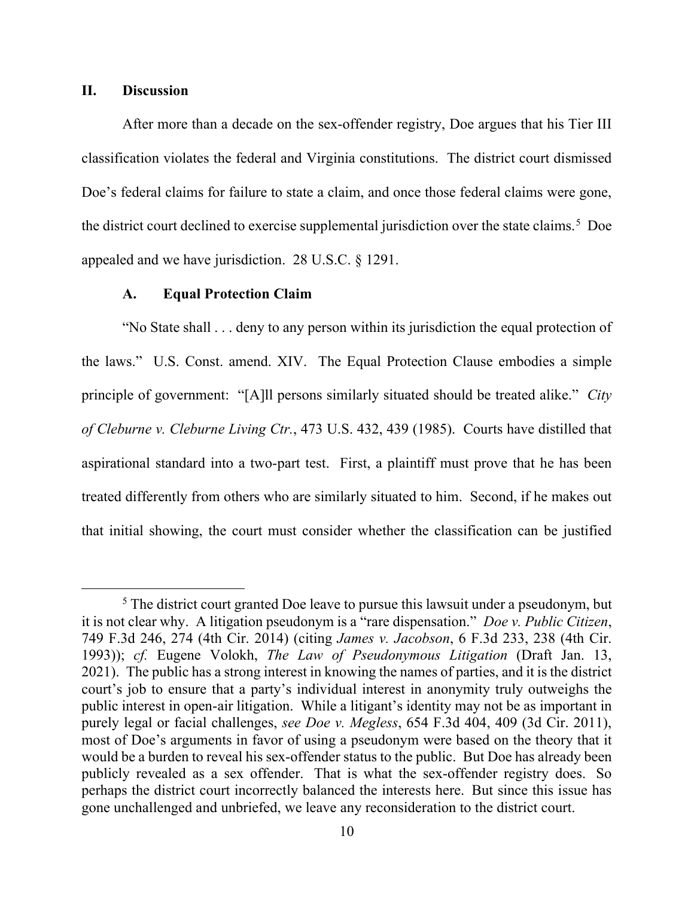## II. Discussion

After more than a decade on the sex-offender registry, Doe argues that his Tier III classification violates the federal and Virginia constitutions. The district court dismissed Doe's federal claims for failure to state a claim, and once those federal claims were gone, the district court declined to exercise supplemental jurisdiction over the state claims.[5] Doe appealed and we have jurisdiction. 28 U.S.C. § 1291.

### A. Equal Protection Claim

"No State shall . . . deny to any person within its jurisdiction the equal protection of the laws." U.S. Const. amend. XIV. The Equal Protection Clause embodies a simple principle of government: "[A]ll persons similarly situated should be treated alike." *City of Cleburne v. Cleburne Living Ctr.*, 473 U.S. 432, 439 (1985). Courts have distilled that aspirational standard into a two-part test. First, a plaintiff must prove that he has been treated differently from others who are similarly situated to him. Second, if he makes out that initial showing, the court must consider whether the classification can be justified

---

[5] The district court granted Doe leave to pursue this lawsuit under a pseudonym, but it is not clear why. A litigation pseudonym is a "rare dispensation." *Doe v. Public Citizen*, 749 F.3d 246, 274 (4th Cir. 2014) (citing *James v. Jacobson*, 6 F.3d 233, 238 (4th Cir. 1993)); *cf.* Eugene Volokh, *The Law of Pseudonymous Litigation* (Draft Jan. 13, 2021). The public has a strong interest in knowing the names of parties, and it is the district court's job to ensure that a party's individual interest in anonymity truly outweighs the public interest in open-air litigation. While a litigant's identity may not be as important in purely legal or facial challenges, *see Doe v. Megless*, 654 F.3d 404, 409 (3d Cir. 2011), most of Doe's arguments in favor of using a pseudonym were based on the theory that it would be a burden to reveal his sex-offender status to the public. But Doe has already been publicly revealed as a sex offender. That is what the sex-offender registry does. So perhaps the district court incorrectly balanced the interests here. But since this issue has gone unchallenged and unbriefed, we leave any reconsideration to the district court.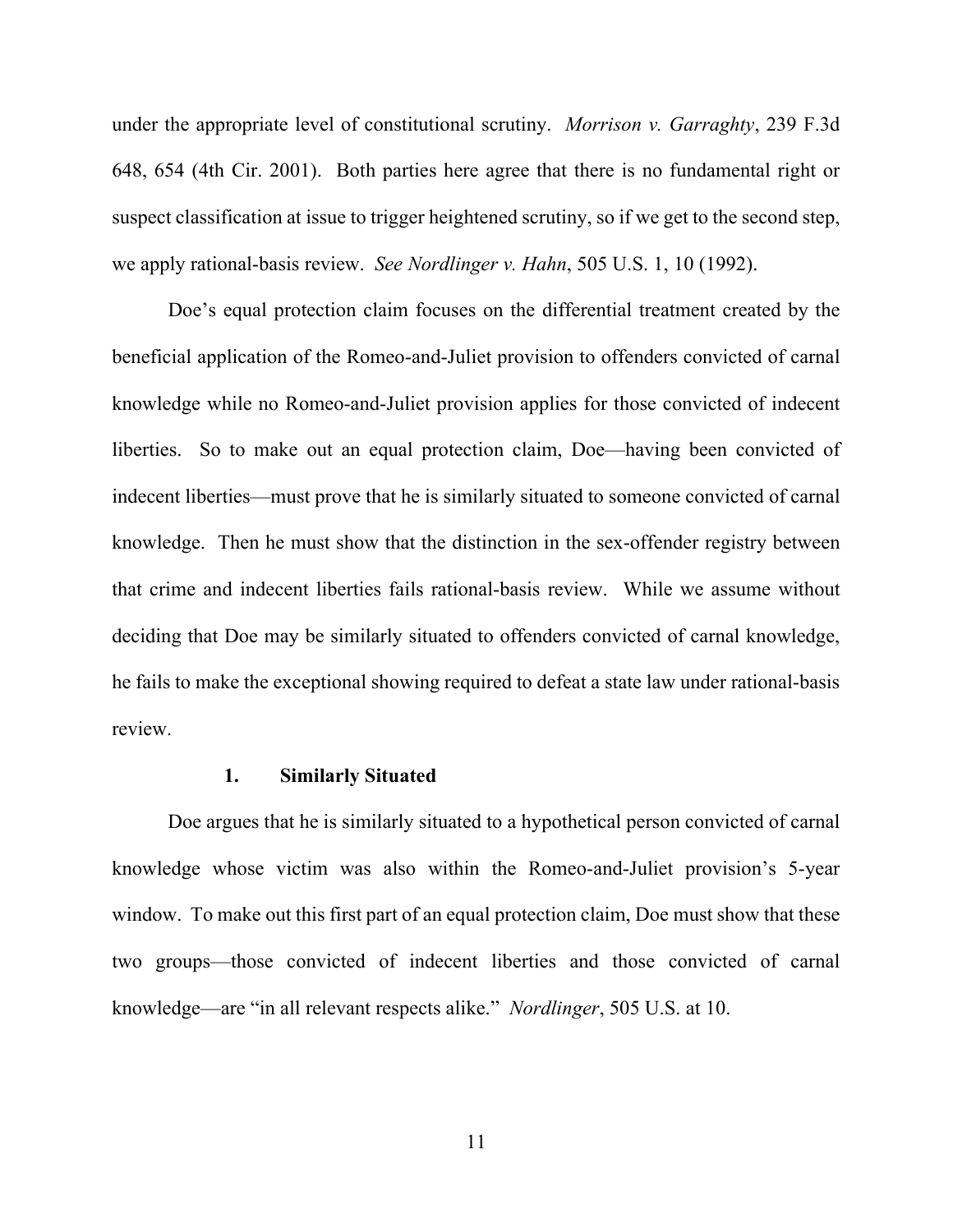under the appropriate level of constitutional scrutiny. *Morrison v. Garraghty*, 239 F.3d 648, 654 (4th Cir. 2001). Both parties here agree that there is no fundamental right or suspect classification at issue to trigger heightened scrutiny, so if we get to the second step, we apply rational-basis review. *See Nordlinger v. Hahn*, 505 U.S. 1, 10 (1992).

Doe's equal protection claim focuses on the differential treatment created by the beneficial application of the Romeo-and-Juliet provision to offenders convicted of carnal knowledge while no Romeo-and-Juliet provision applies for those convicted of indecent liberties. So to make out an equal protection claim, Doe—having been convicted of indecent liberties—must prove that he is similarly situated to someone convicted of carnal knowledge. Then he must show that the distinction in the sex-offender registry between that crime and indecent liberties fails rational-basis review. While we assume without deciding that Doe may be similarly situated to offenders convicted of carnal knowledge, he fails to make the exceptional showing required to defeat a state law under rational-basis review.

### 1. Similarly Situated

Doe argues that he is similarly situated to a hypothetical person convicted of carnal knowledge whose victim was also within the Romeo-and-Juliet provision's 5-year window. To make out this first part of an equal protection claim, Doe must show that these two groups—those convicted of indecent liberties and those convicted of carnal knowledge—are "in all relevant respects alike." *Nordlinger*, 505 U.S. at 10.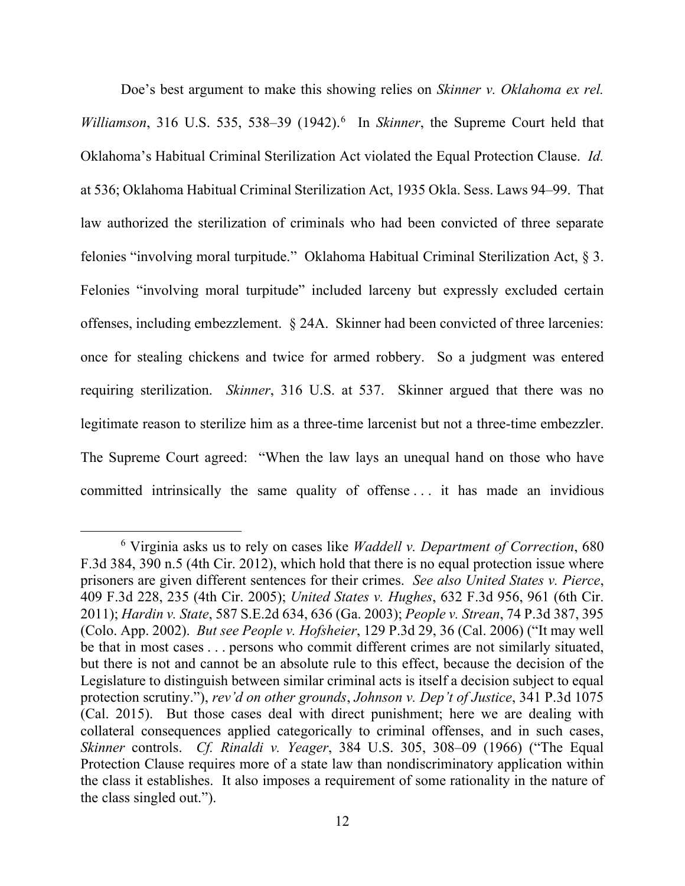Doe's best argument to make this showing relies on *Skinner v. Oklahoma ex rel. Williamson*, 316 U.S. 535, 538–39 (1942).[6] In *Skinner*, the Supreme Court held that Oklahoma's Habitual Criminal Sterilization Act violated the Equal Protection Clause. *Id.* at 536; Oklahoma Habitual Criminal Sterilization Act, 1935 Okla. Sess. Laws 94–99. That law authorized the sterilization of criminals who had been convicted of three separate felonies "involving moral turpitude." Oklahoma Habitual Criminal Sterilization Act, § 3. Felonies "involving moral turpitude" included larceny but expressly excluded certain offenses, including embezzlement. § 24A. Skinner had been convicted of three larcenies: once for stealing chickens and twice for armed robbery. So a judgment was entered requiring sterilization. *Skinner*, 316 U.S. at 537. Skinner argued that there was no legitimate reason to sterilize him as a three-time larcenist but not a three-time embezzler. The Supreme Court agreed: "When the law lays an unequal hand on those who have committed intrinsically the same quality of offense . . . it has made an invidious

[6] Virginia asks us to rely on cases like *Waddell v. Department of Correction*, 680 F.3d 384, 390 n.5 (4th Cir. 2012), which hold that there is no equal protection issue where prisoners are given different sentences for their crimes. *See also United States v. Pierce*, 409 F.3d 228, 235 (4th Cir. 2005); *United States v. Hughes*, 632 F.3d 956, 961 (6th Cir. 2011); *Hardin v. State*, 587 S.E.2d 634, 636 (Ga. 2003); *People v. Strean*, 74 P.3d 387, 395 (Colo. App. 2002). *But see People v. Hofsheier*, 129 P.3d 29, 36 (Cal. 2006) ("It may well be that in most cases . . . persons who commit different crimes are not similarly situated, but there is not and cannot be an absolute rule to this effect, because the decision of the Legislature to distinguish between similar criminal acts is itself a decision subject to equal protection scrutiny."), *rev'd on other grounds*, *Johnson v. Dep't of Justice*, 341 P.3d 1075 (Cal. 2015). But those cases deal with direct punishment; here we are dealing with collateral consequences applied categorically to criminal offenses, and in such cases, *Skinner* controls. *Cf. Rinaldi v. Yeager*, 384 U.S. 305, 308–09 (1966) ("The Equal Protection Clause requires more of a state law than nondiscriminatory application within the class it establishes. It also imposes a requirement of some rationality in the nature of the class singled out.").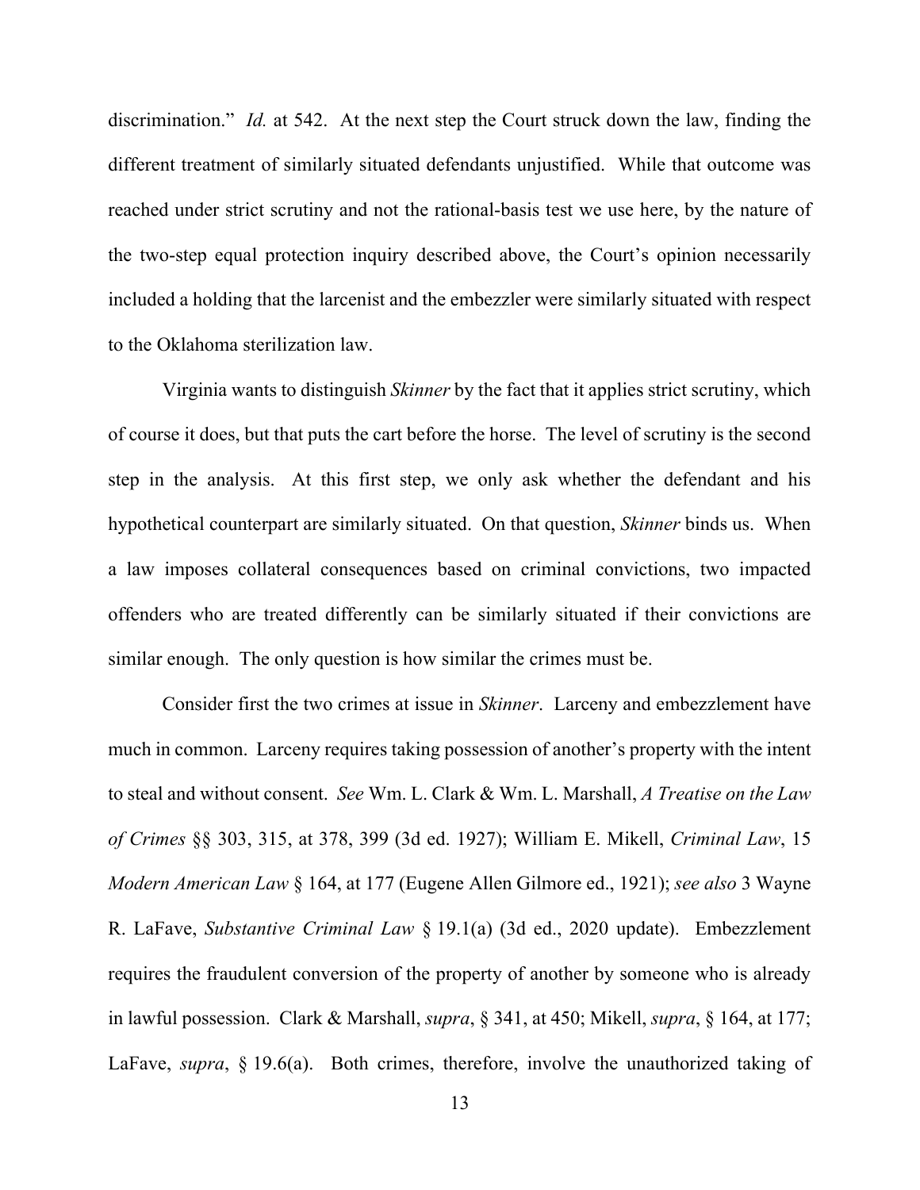discrimination." *Id.* at 542. At the next step the Court struck down the law, finding the different treatment of similarly situated defendants unjustified. While that outcome was reached under strict scrutiny and not the rational-basis test we use here, by the nature of the two-step equal protection inquiry described above, the Court's opinion necessarily included a holding that the larcenist and the embezzler were similarly situated with respect to the Oklahoma sterilization law.

Virginia wants to distinguish *Skinner* by the fact that it applies strict scrutiny, which of course it does, but that puts the cart before the horse. The level of scrutiny is the second step in the analysis. At this first step, we only ask whether the defendant and his hypothetical counterpart are similarly situated. On that question, *Skinner* binds us. When a law imposes collateral consequences based on criminal convictions, two impacted offenders who are treated differently can be similarly situated if their convictions are similar enough. The only question is how similar the crimes must be.

Consider first the two crimes at issue in *Skinner*. Larceny and embezzlement have much in common. Larceny requires taking possession of another's property with the intent to steal and without consent. *See* Wm. L. Clark & Wm. L. Marshall, *A Treatise on the Law of Crimes* §§ 303, 315, at 378, 399 (3d ed. 1927); William E. Mikell, *Criminal Law*, 15 *Modern American Law* § 164, at 177 (Eugene Allen Gilmore ed., 1921); *see also* 3 Wayne R. LaFave, *Substantive Criminal Law* § 19.1(a) (3d ed., 2020 update). Embezzlement requires the fraudulent conversion of the property of another by someone who is already in lawful possession. Clark & Marshall, *supra*, § 341, at 450; Mikell, *supra*, § 164, at 177; LaFave, *supra*, § 19.6(a). Both crimes, therefore, involve the unauthorized taking of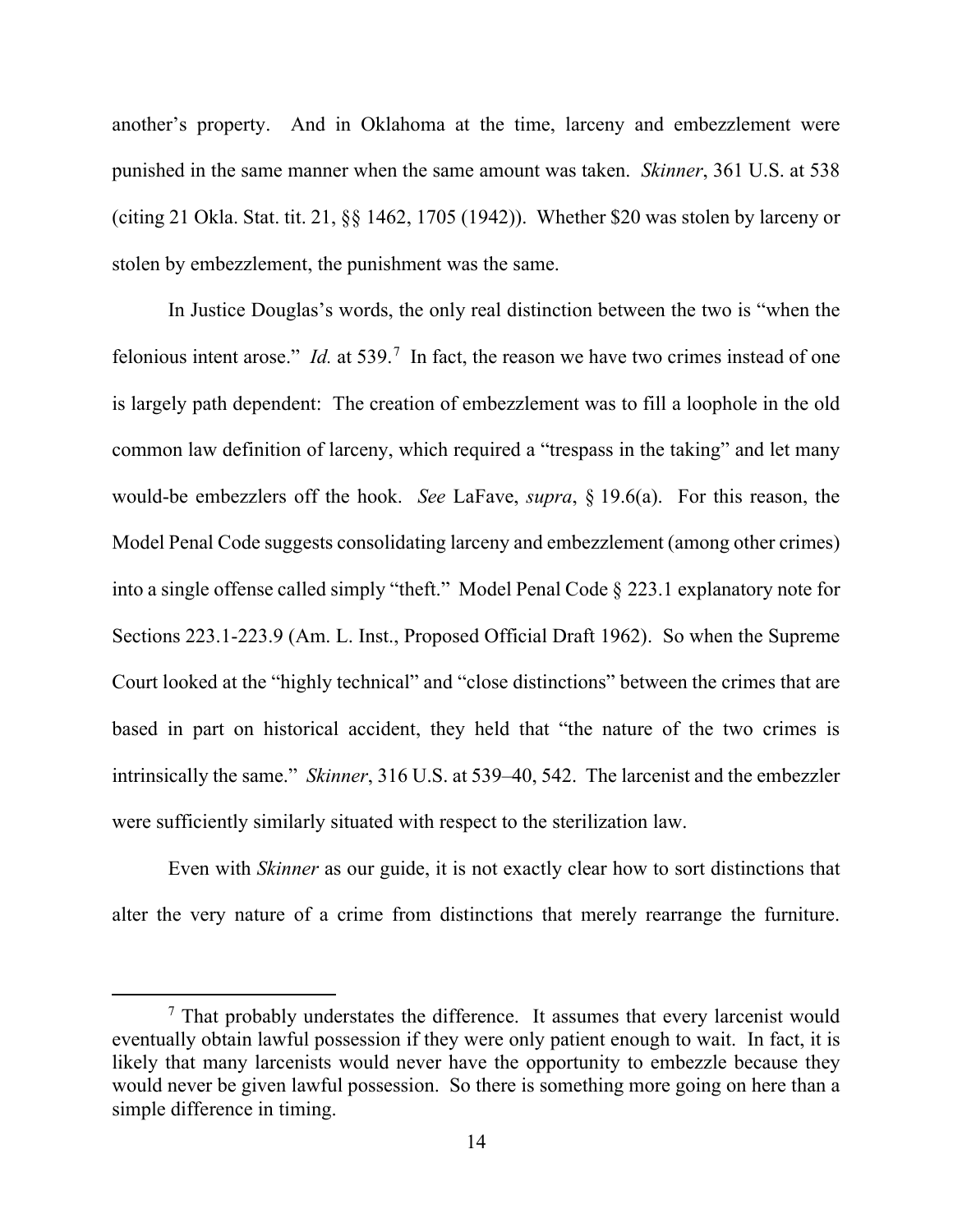another's property. And in Oklahoma at the time, larceny and embezzlement were punished in the same manner when the same amount was taken. *Skinner*, 361 U.S. at 538 (citing 21 Okla. Stat. tit. 21, §§ 1462, 1705 (1942)). Whether $20 was stolen by larceny or stolen by embezzlement, the punishment was the same.

In Justice Douglas's words, the only real distinction between the two is "when the felonious intent arose." *Id.* at 539.[7] In fact, the reason we have two crimes instead of one is largely path dependent: The creation of embezzlement was to fill a loophole in the old common law definition of larceny, which required a "trespass in the taking" and let many would-be embezzlers off the hook. *See* LaFave, *supra*, § 19.6(a). For this reason, the Model Penal Code suggests consolidating larceny and embezzlement (among other crimes) into a single offense called simply "theft." Model Penal Code § 223.1 explanatory note for Sections 223.1-223.9 (Am. L. Inst., Proposed Official Draft 1962). So when the Supreme Court looked at the "highly technical" and "close distinctions" between the crimes that are based in part on historical accident, they held that "the nature of the two crimes is intrinsically the same." *Skinner*, 316 U.S. at 539–40, 542. The larcenist and the embezzler were sufficiently similarly situated with respect to the sterilization law.

Even with *Skinner* as our guide, it is not exactly clear how to sort distinctions that alter the very nature of a crime from distinctions that merely rearrange the furniture.

[7] That probably understates the difference. It assumes that every larcenist would eventually obtain lawful possession if they were only patient enough to wait. In fact, it is likely that many larcenists would never have the opportunity to embezzle because they would never be given lawful possession. So there is something more going on here than a simple difference in timing.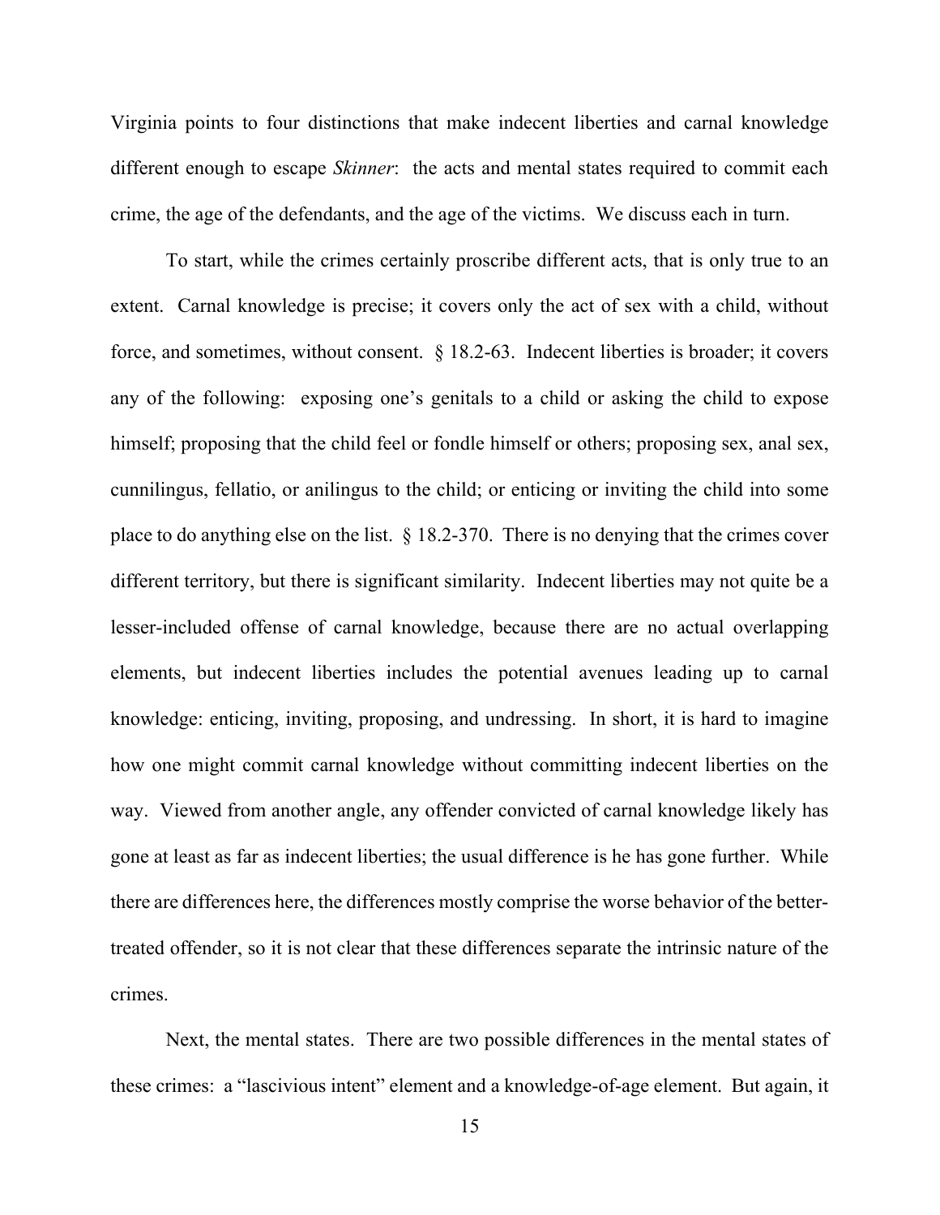Virginia points to four distinctions that make indecent liberties and carnal knowledge different enough to escape *Skinner*: the acts and mental states required to commit each crime, the age of the defendants, and the age of the victims. We discuss each in turn.

To start, while the crimes certainly proscribe different acts, that is only true to an extent. Carnal knowledge is precise; it covers only the act of sex with a child, without force, and sometimes, without consent. § 18.2-63. Indecent liberties is broader; it covers any of the following: exposing one's genitals to a child or asking the child to expose himself; proposing that the child feel or fondle himself or others; proposing sex, anal sex, cunnilingus, fellatio, or anilingus to the child; or enticing or inviting the child into some place to do anything else on the list. § 18.2-370. There is no denying that the crimes cover different territory, but there is significant similarity. Indecent liberties may not quite be a lesser-included offense of carnal knowledge, because there are no actual overlapping elements, but indecent liberties includes the potential avenues leading up to carnal knowledge: enticing, inviting, proposing, and undressing. In short, it is hard to imagine how one might commit carnal knowledge without committing indecent liberties on the way. Viewed from another angle, any offender convicted of carnal knowledge likely has gone at least as far as indecent liberties; the usual difference is he has gone further. While there are differences here, the differences mostly comprise the worse behavior of the better-treated offender, so it is not clear that these differences separate the intrinsic nature of the crimes.

Next, the mental states. There are two possible differences in the mental states of these crimes: a "lascivious intent" element and a knowledge-of-age element. But again, it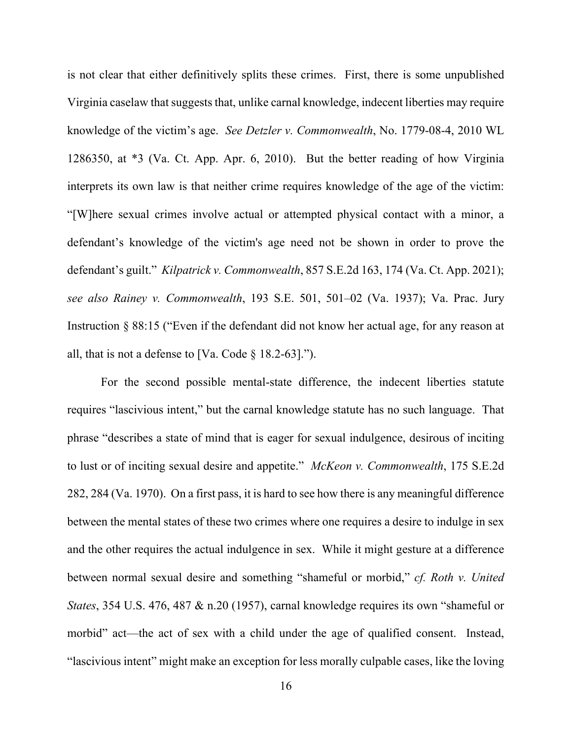is not clear that either definitively splits these crimes. First, there is some unpublished Virginia caselaw that suggests that, unlike carnal knowledge, indecent liberties may require knowledge of the victim's age. *See Detzler v. Commonwealth*, No. 1779-08-4, 2010 WL 1286350, at *3 (Va. Ct. App. Apr. 6, 2010). But the better reading of how Virginia interprets its own law is that neither crime requires knowledge of the age of the victim: "[W]here sexual crimes involve actual or attempted physical contact with a minor, a defendant's knowledge of the victim's age need not be shown in order to prove the defendant's guilt." *Kilpatrick v. Commonwealth*, 857 S.E.2d 163, 174 (Va. Ct. App. 2021); *see also Rainey v. Commonwealth*, 193 S.E. 501, 501–02 (Va. 1937); Va. Prac. Jury Instruction § 88:15 ("Even if the defendant did not know her actual age, for any reason at all, that is not a defense to [Va. Code § 18.2-63].").

For the second possible mental-state difference, the indecent liberties statute requires "lascivious intent," but the carnal knowledge statute has no such language. That phrase "describes a state of mind that is eager for sexual indulgence, desirous of inciting to lust or of inciting sexual desire and appetite." *McKeon v. Commonwealth*, 175 S.E.2d 282, 284 (Va. 1970). On a first pass, it is hard to see how there is any meaningful difference between the mental states of these two crimes where one requires a desire to indulge in sex and the other requires the actual indulgence in sex. While it might gesture at a difference between normal sexual desire and something "shameful or morbid," *cf. Roth v. United States*, 354 U.S. 476, 487 & n.20 (1957), carnal knowledge requires its own "shameful or morbid" act—the act of sex with a child under the age of qualified consent. Instead, "lascivious intent" might make an exception for less morally culpable cases, like the loving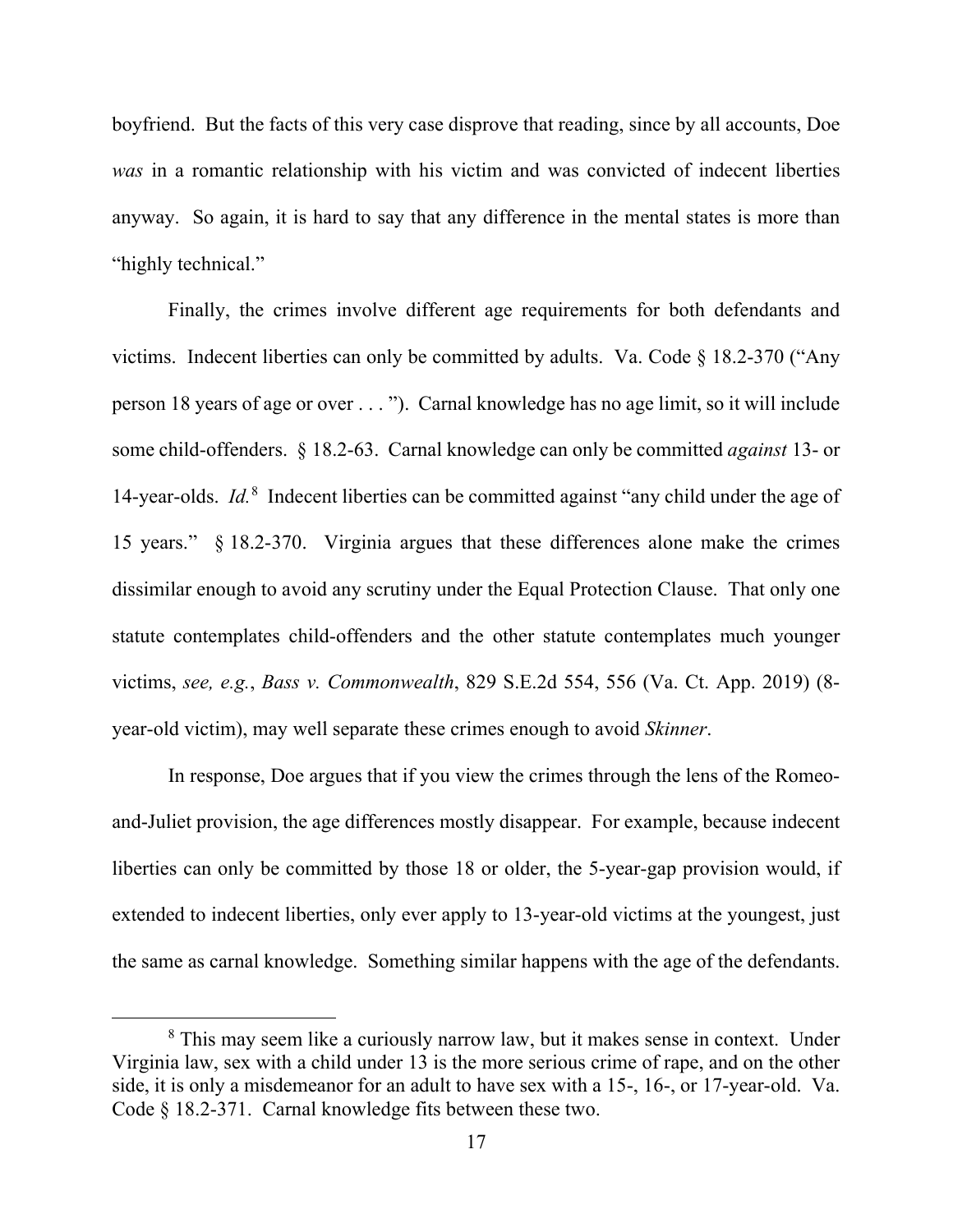boyfriend. But the facts of this very case disprove that reading, since by all accounts, Doe *was* in a romantic relationship with his victim and was convicted of indecent liberties anyway. So again, it is hard to say that any difference in the mental states is more than "highly technical."

Finally, the crimes involve different age requirements for both defendants and victims. Indecent liberties can only be committed by adults. Va. Code § 18.2-370 ("Any person 18 years of age or over . . . "). Carnal knowledge has no age limit, so it will include some child-offenders. § 18.2-63. Carnal knowledge can only be committed *against* 13- or 14-year-olds. *Id.*[8] Indecent liberties can be committed against "any child under the age of 15 years." § 18.2-370. Virginia argues that these differences alone make the crimes dissimilar enough to avoid any scrutiny under the Equal Protection Clause. That only one statute contemplates child-offenders and the other statute contemplates much younger victims, *see, e.g.*, *Bass v. Commonwealth*, 829 S.E.2d 554, 556 (Va. Ct. App. 2019) (8-year-old victim), may well separate these crimes enough to avoid *Skinner*.

In response, Doe argues that if you view the crimes through the lens of the Romeo-and-Juliet provision, the age differences mostly disappear. For example, because indecent liberties can only be committed by those 18 or older, the 5-year-gap provision would, if extended to indecent liberties, only ever apply to 13-year-old victims at the youngest, just the same as carnal knowledge. Something similar happens with the age of the defendants.

[8] This may seem like a curiously narrow law, but it makes sense in context. Under Virginia law, sex with a child under 13 is the more serious crime of rape, and on the other side, it is only a misdemeanor for an adult to have sex with a 15-, 16-, or 17-year-old. Va. Code § 18.2-371. Carnal knowledge fits between these two.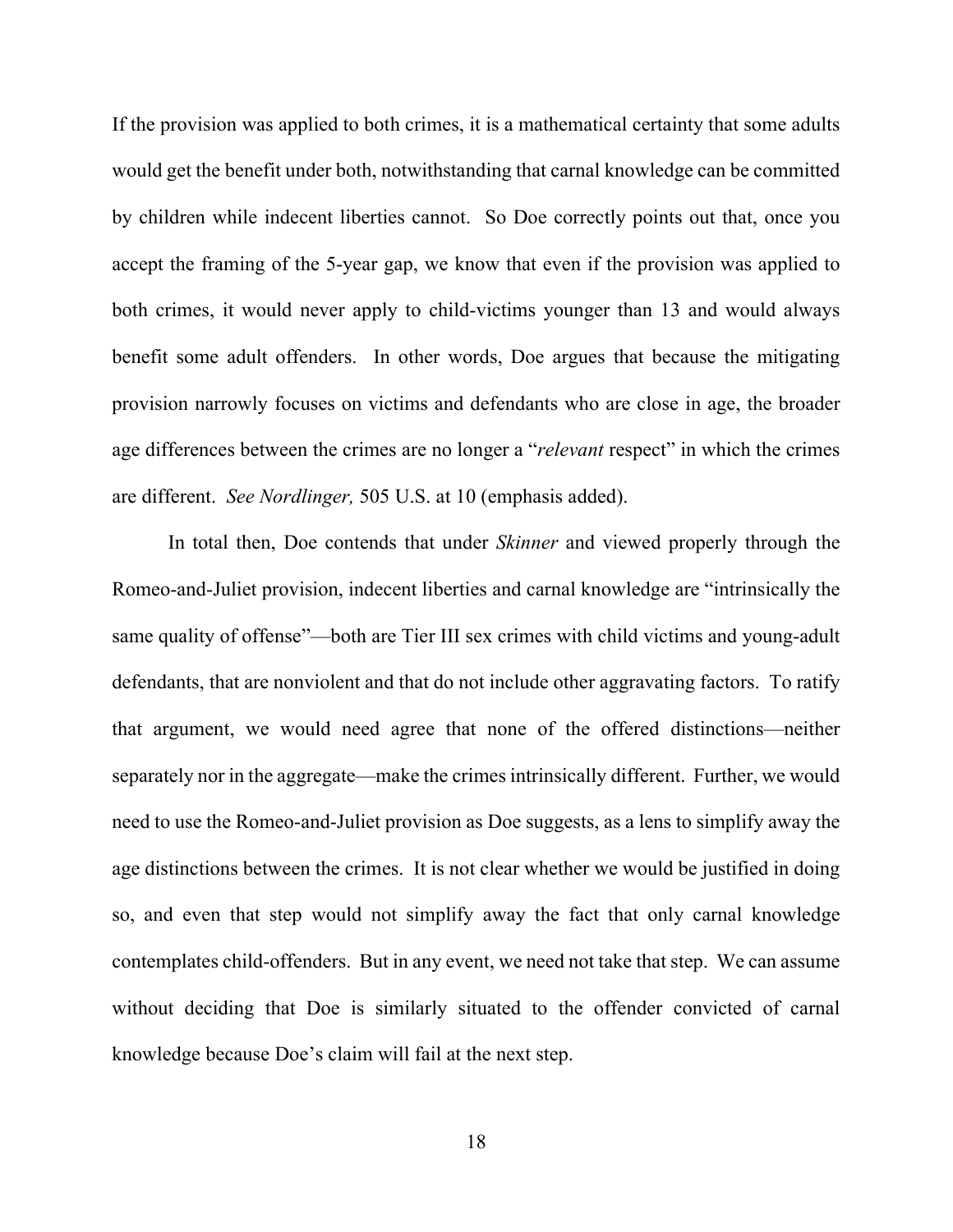If the provision was applied to both crimes, it is a mathematical certainty that some adults would get the benefit under both, notwithstanding that carnal knowledge can be committed by children while indecent liberties cannot. So Doe correctly points out that, once you accept the framing of the 5-year gap, we know that even if the provision was applied to both crimes, it would never apply to child-victims younger than 13 and would always benefit some adult offenders. In other words, Doe argues that because the mitigating provision narrowly focuses on victims and defendants who are close in age, the broader age differences between the crimes are no longer a "*relevant* respect" in which the crimes are different. *See Nordlinger,* 505 U.S. at 10 (emphasis added).

In total then, Doe contends that under *Skinner* and viewed properly through the Romeo-and-Juliet provision, indecent liberties and carnal knowledge are "intrinsically the same quality of offense"—both are Tier III sex crimes with child victims and young-adult defendants, that are nonviolent and that do not include other aggravating factors. To ratify that argument, we would need agree that none of the offered distinctions—neither separately nor in the aggregate—make the crimes intrinsically different. Further, we would need to use the Romeo-and-Juliet provision as Doe suggests, as a lens to simplify away the age distinctions between the crimes. It is not clear whether we would be justified in doing so, and even that step would not simplify away the fact that only carnal knowledge contemplates child-offenders. But in any event, we need not take that step. We can assume without deciding that Doe is similarly situated to the offender convicted of carnal knowledge because Doe's claim will fail at the next step.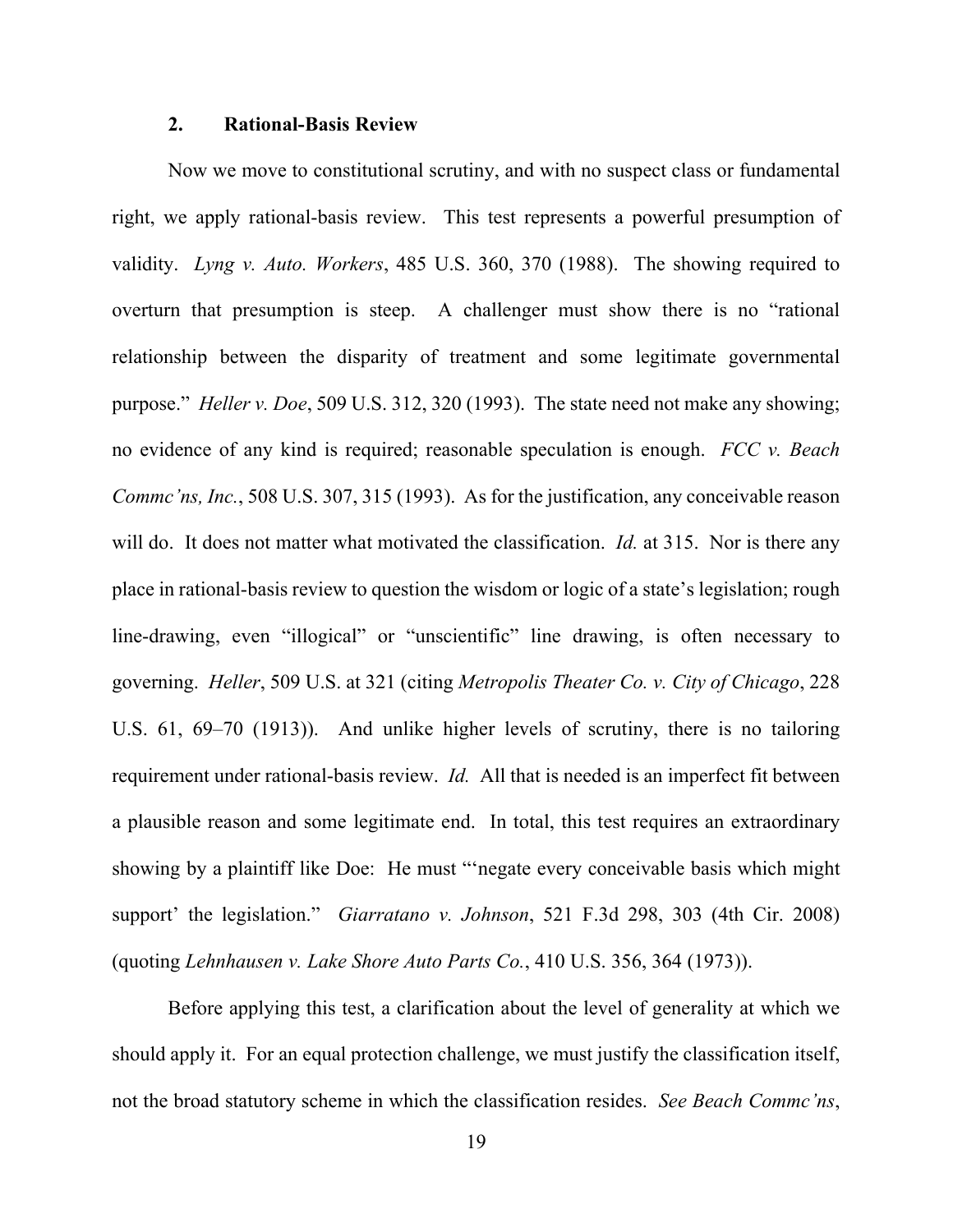### 2. Rational-Basis Review

Now we move to constitutional scrutiny, and with no suspect class or fundamental right, we apply rational-basis review. This test represents a powerful presumption of validity. *Lyng v. Auto. Workers*, 485 U.S. 360, 370 (1988). The showing required to overturn that presumption is steep. A challenger must show there is no "rational relationship between the disparity of treatment and some legitimate governmental purpose." *Heller v. Doe*, 509 U.S. 312, 320 (1993). The state need not make any showing; no evidence of any kind is required; reasonable speculation is enough. *FCC v. Beach Commc'ns, Inc.*, 508 U.S. 307, 315 (1993). As for the justification, any conceivable reason will do. It does not matter what motivated the classification. *Id.* at 315. Nor is there any place in rational-basis review to question the wisdom or logic of a state's legislation; rough line-drawing, even "illogical" or "unscientific" line drawing, is often necessary to governing. *Heller*, 509 U.S. at 321 (citing *Metropolis Theater Co. v. City of Chicago*, 228 U.S. 61, 69–70 (1913)). And unlike higher levels of scrutiny, there is no tailoring requirement under rational-basis review. *Id.* All that is needed is an imperfect fit between a plausible reason and some legitimate end. In total, this test requires an extraordinary showing by a plaintiff like Doe: He must "'negate every conceivable basis which might support' the legislation." *Giarratano v. Johnson*, 521 F.3d 298, 303 (4th Cir. 2008) (quoting *Lehnhausen v. Lake Shore Auto Parts Co.*, 410 U.S. 356, 364 (1973)).

Before applying this test, a clarification about the level of generality at which we should apply it. For an equal protection challenge, we must justify the classification itself, not the broad statutory scheme in which the classification resides. *See Beach Commc'ns*,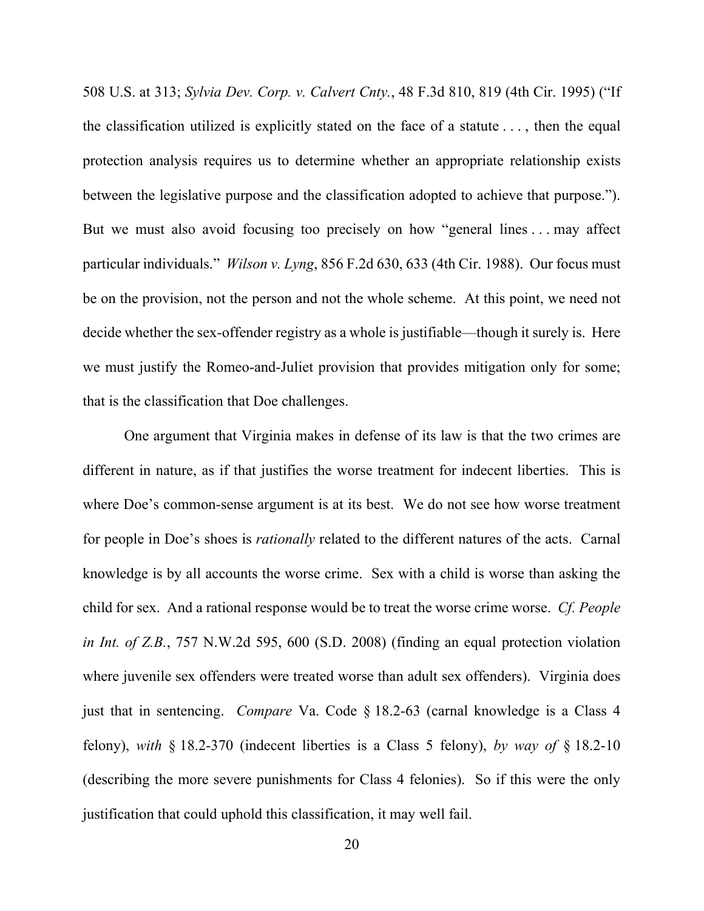508 U.S. at 313; *Sylvia Dev. Corp. v. Calvert Cnty.*, 48 F.3d 810, 819 (4th Cir. 1995) ("If the classification utilized is explicitly stated on the face of a statute . . . , then the equal protection analysis requires us to determine whether an appropriate relationship exists between the legislative purpose and the classification adopted to achieve that purpose."). But we must also avoid focusing too precisely on how "general lines . . . may affect particular individuals." *Wilson v. Lyng*, 856 F.2d 630, 633 (4th Cir. 1988). Our focus must be on the provision, not the person and not the whole scheme. At this point, we need not decide whether the sex-offender registry as a whole is justifiable—though it surely is. Here we must justify the Romeo-and-Juliet provision that provides mitigation only for some; that is the classification that Doe challenges.

One argument that Virginia makes in defense of its law is that the two crimes are different in nature, as if that justifies the worse treatment for indecent liberties. This is where Doe's common-sense argument is at its best. We do not see how worse treatment for people in Doe's shoes is *rationally* related to the different natures of the acts. Carnal knowledge is by all accounts the worse crime. Sex with a child is worse than asking the child for sex. And a rational response would be to treat the worse crime worse. *Cf. People in Int. of Z.B.*, 757 N.W.2d 595, 600 (S.D. 2008) (finding an equal protection violation where juvenile sex offenders were treated worse than adult sex offenders). Virginia does just that in sentencing. *Compare* Va. Code § 18.2-63 (carnal knowledge is a Class 4 felony), *with* § 18.2-370 (indecent liberties is a Class 5 felony), *by way of* § 18.2-10 (describing the more severe punishments for Class 4 felonies). So if this were the only justification that could uphold this classification, it may well fail.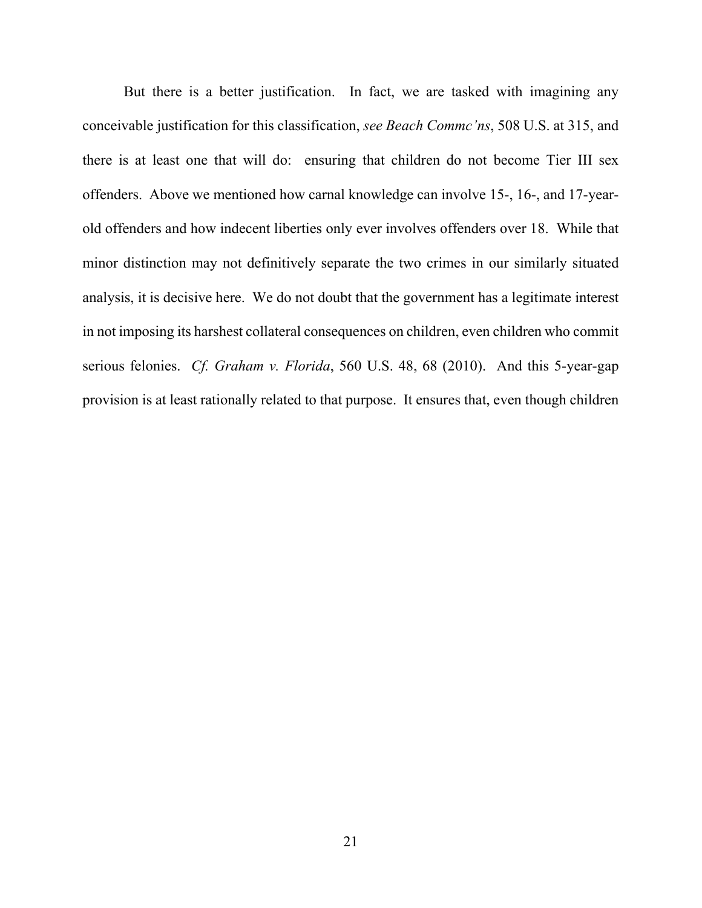But there is a better justification. In fact, we are tasked with imagining any conceivable justification for this classification, *see Beach Commc'ns*, 508 U.S. at 315, and there is at least one that will do: ensuring that children do not become Tier III sex offenders. Above we mentioned how carnal knowledge can involve 15-, 16-, and 17-year-old offenders and how indecent liberties only ever involves offenders over 18. While that minor distinction may not definitively separate the two crimes in our similarly situated analysis, it is decisive here. We do not doubt that the government has a legitimate interest in not imposing its harshest collateral consequences on children, even children who commit serious felonies. *Cf. Graham v. Florida*, 560 U.S. 48, 68 (2010). And this 5-year-gap provision is at least rationally related to that purpose. It ensures that, even though children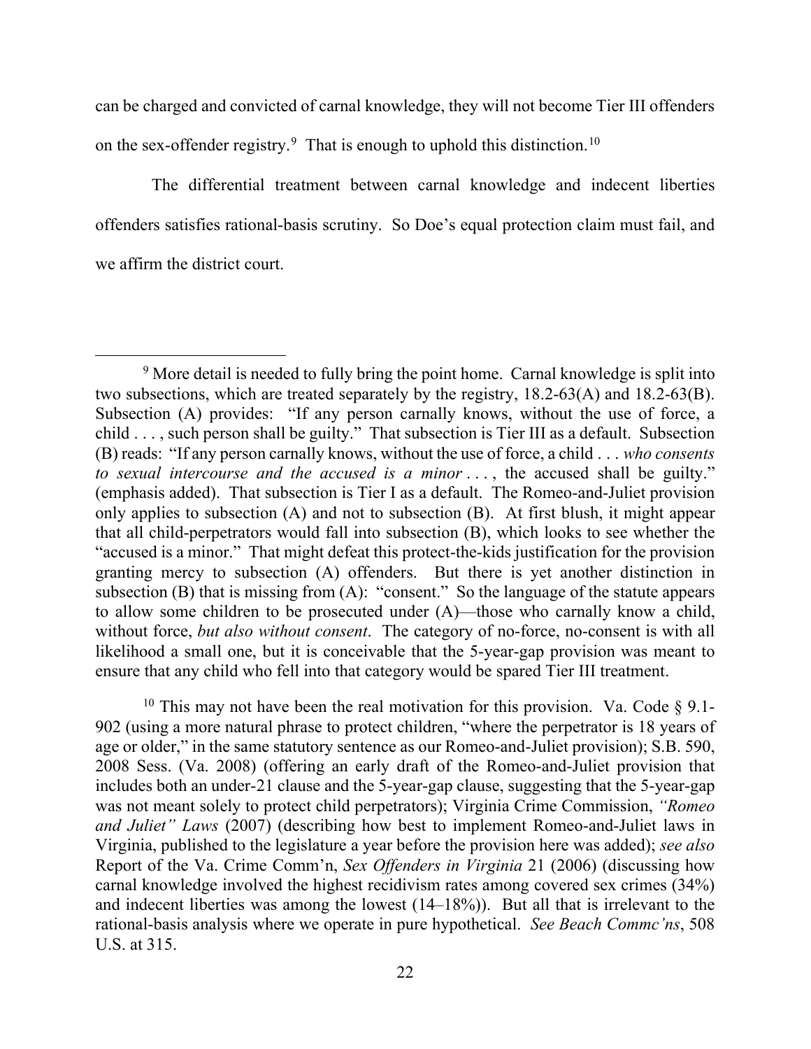can be charged and convicted of carnal knowledge, they will not become Tier III offenders on the sex-offender registry.[9] That is enough to uphold this distinction.[10]

The differential treatment between carnal knowledge and indecent liberties offenders satisfies rational-basis scrutiny. So Doe's equal protection claim must fail, and we affirm the district court.

---

[9] More detail is needed to fully bring the point home. Carnal knowledge is split into two subsections, which are treated separately by the registry, 18.2-63(A) and 18.2-63(B). Subsection (A) provides: "If any person carnally knows, without the use of force, a child . . . , such person shall be guilty." That subsection is Tier III as a default. Subsection (B) reads: "If any person carnally knows, without the use of force, a child . . . *who consents to sexual intercourse and the accused is a minor* . . . , the accused shall be guilty." (emphasis added). That subsection is Tier I as a default. The Romeo-and-Juliet provision only applies to subsection (A) and not to subsection (B). At first blush, it might appear that all child-perpetrators would fall into subsection (B), which looks to see whether the "accused is a minor." That might defeat this protect-the-kids justification for the provision granting mercy to subsection (A) offenders. But there is yet another distinction in subsection (B) that is missing from (A): "consent." So the language of the statute appears to allow some children to be prosecuted under (A)—those who carnally know a child, without force, *but also without consent*. The category of no-force, no-consent is with all likelihood a small one, but it is conceivable that the 5-year-gap provision was meant to ensure that any child who fell into that category would be spared Tier III treatment.

[10] This may not have been the real motivation for this provision. Va. Code § 9.1-902 (using a more natural phrase to protect children, "where the perpetrator is 18 years of age or older," in the same statutory sentence as our Romeo-and-Juliet provision); S.B. 590, 2008 Sess. (Va. 2008) (offering an early draft of the Romeo-and-Juliet provision that includes both an under-21 clause and the 5-year-gap clause, suggesting that the 5-year-gap was not meant solely to protect child perpetrators); Virginia Crime Commission, *"Romeo and Juliet" Laws* (2007) (describing how best to implement Romeo-and-Juliet laws in Virginia, published to the legislature a year before the provision here was added); *see also* Report of the Va. Crime Comm'n, *Sex Offenders in Virginia* 21 (2006) (discussing how carnal knowledge involved the highest recidivism rates among covered sex crimes (34%) and indecent liberties was among the lowest (14–18%)). But all that is irrelevant to the rational-basis analysis where we operate in pure hypothetical. *See Beach Commc'ns*, 508 U.S. at 315.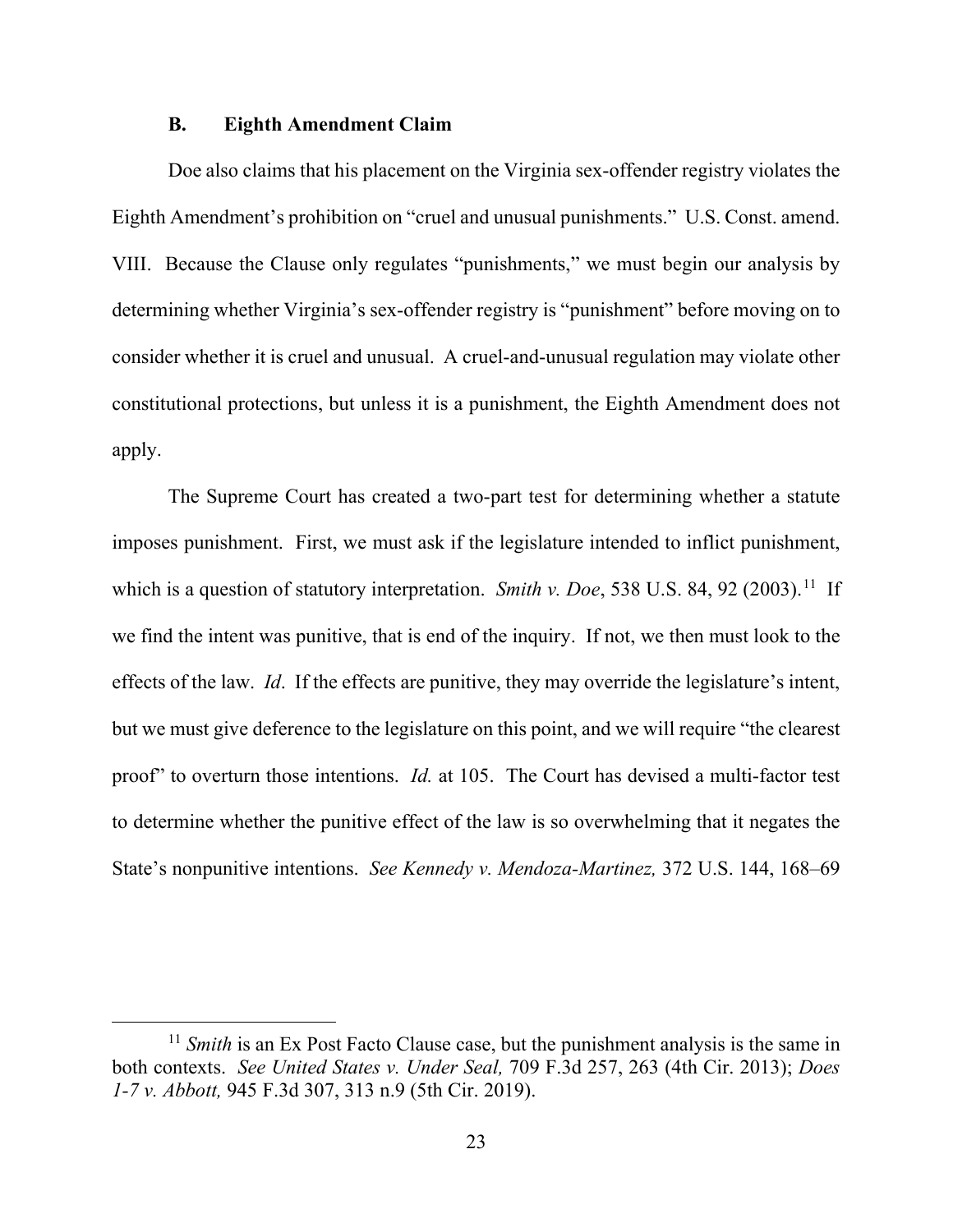### B. Eighth Amendment Claim

Doe also claims that his placement on the Virginia sex-offender registry violates the Eighth Amendment's prohibition on "cruel and unusual punishments." U.S. Const. amend. VIII. Because the Clause only regulates "punishments," we must begin our analysis by determining whether Virginia's sex-offender registry is "punishment" before moving on to consider whether it is cruel and unusual. A cruel-and-unusual regulation may violate other constitutional protections, but unless it is a punishment, the Eighth Amendment does not apply.

The Supreme Court has created a two-part test for determining whether a statute imposes punishment. First, we must ask if the legislature intended to inflict punishment, which is a question of statutory interpretation. *Smith v. Doe*, 538 U.S. 84, 92 (2003).[11] If we find the intent was punitive, that is end of the inquiry. If not, we then must look to the effects of the law. *Id*. If the effects are punitive, they may override the legislature's intent, but we must give deference to the legislature on this point, and we will require "the clearest proof" to overturn those intentions. *Id.* at 105. The Court has devised a multi-factor test to determine whether the punitive effect of the law is so overwhelming that it negates the State's nonpunitive intentions. *See Kennedy v. Mendoza-Martinez,* 372 U.S. 144, 168–69

[11] *Smith* is an Ex Post Facto Clause case, but the punishment analysis is the same in both contexts. *See United States v. Under Seal,* 709 F.3d 257, 263 (4th Cir. 2013); *Does 1-7 v. Abbott,* 945 F.3d 307, 313 n.9 (5th Cir. 2019).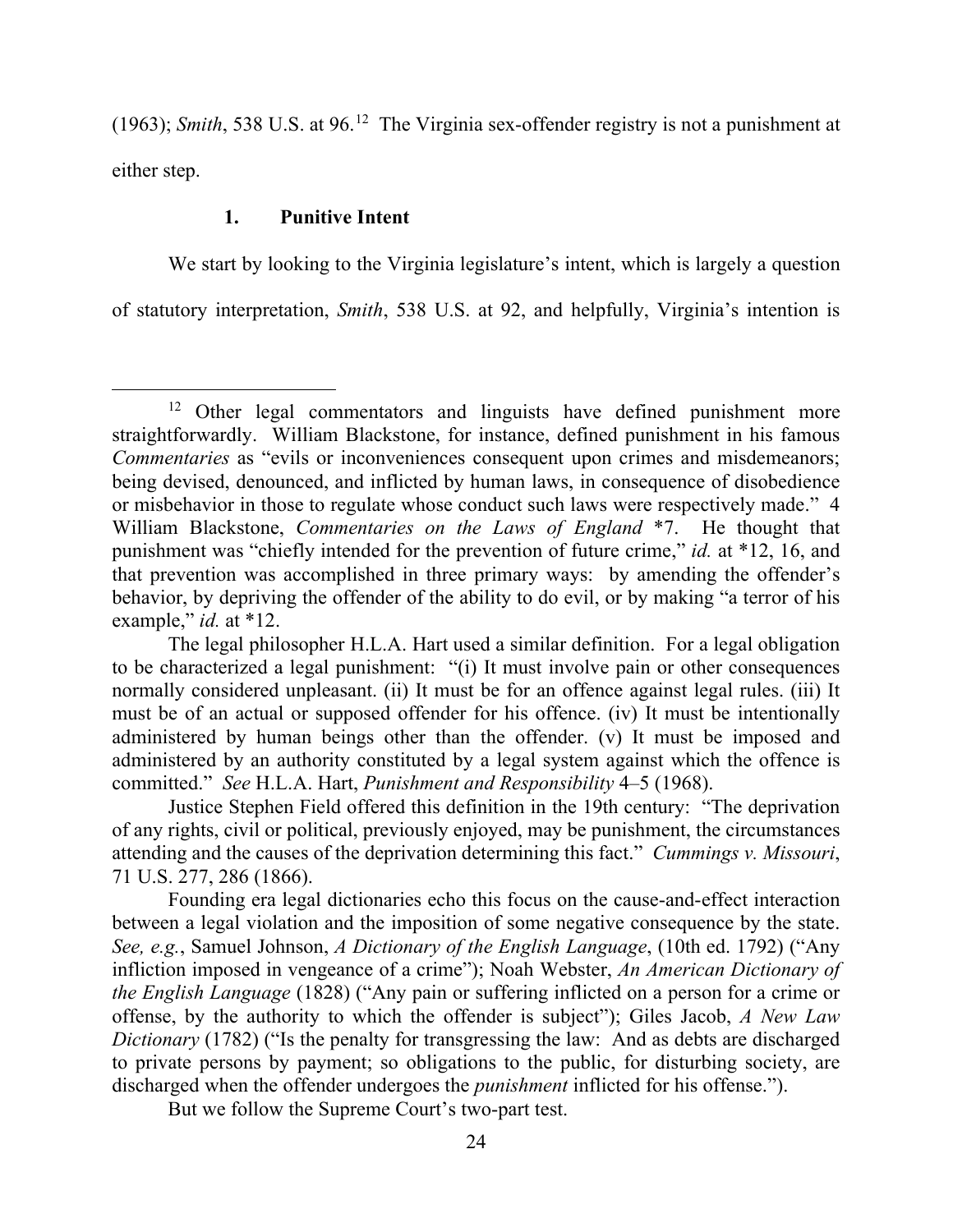(1963); *Smith*, 538 U.S. at 96.[12] The Virginia sex-offender registry is not a punishment at either step.

### 1. Punitive Intent

We start by looking to the Virginia legislature's intent, which is largely a question of statutory interpretation, *Smith*, 538 U.S. at 92, and helpfully, Virginia's intention is

---

[12] Other legal commentators and linguists have defined punishment more straightforwardly. William Blackstone, for instance, defined punishment in his famous *Commentaries* as "evils or inconveniences consequent upon crimes and misdemeanors; being devised, denounced, and inflicted by human laws, in consequence of disobedience or misbehavior in those to regulate whose conduct such laws were respectively made." 4 William Blackstone, *Commentaries on the Laws of England* *7. He thought that punishment was "chiefly intended for the prevention of future crime," *id.* at *12, 16, and that prevention was accomplished in three primary ways: by amending the offender's behavior, by depriving the offender of the ability to do evil, or by making "a terror of his example," *id.* at *12.

The legal philosopher H.L.A. Hart used a similar definition. For a legal obligation to be characterized a legal punishment: "(i) It must involve pain or other consequences normally considered unpleasant. (ii) It must be for an offence against legal rules. (iii) It must be of an actual or supposed offender for his offence. (iv) It must be intentionally administered by human beings other than the offender. (v) It must be imposed and administered by an authority constituted by a legal system against which the offence is committed." *See* H.L.A. Hart, *Punishment and Responsibility* 4–5 (1968).

Justice Stephen Field offered this definition in the 19th century: "The deprivation of any rights, civil or political, previously enjoyed, may be punishment, the circumstances attending and the causes of the deprivation determining this fact." *Cummings v. Missouri*, 71 U.S. 277, 286 (1866).

Founding era legal dictionaries echo this focus on the cause-and-effect interaction between a legal violation and the imposition of some negative consequence by the state. *See, e.g.*, Samuel Johnson, *A Dictionary of the English Language*, (10th ed. 1792) ("Any infliction imposed in vengeance of a crime"); Noah Webster, *An American Dictionary of the English Language* (1828) ("Any pain or suffering inflicted on a person for a crime or offense, by the authority to which the offender is subject"); Giles Jacob, *A New Law Dictionary* (1782) ("Is the penalty for transgressing the law: And as debts are discharged to private persons by payment; so obligations to the public, for disturbing society, are discharged when the offender undergoes the *punishment* inflicted for his offense.").

But we follow the Supreme Court's two-part test.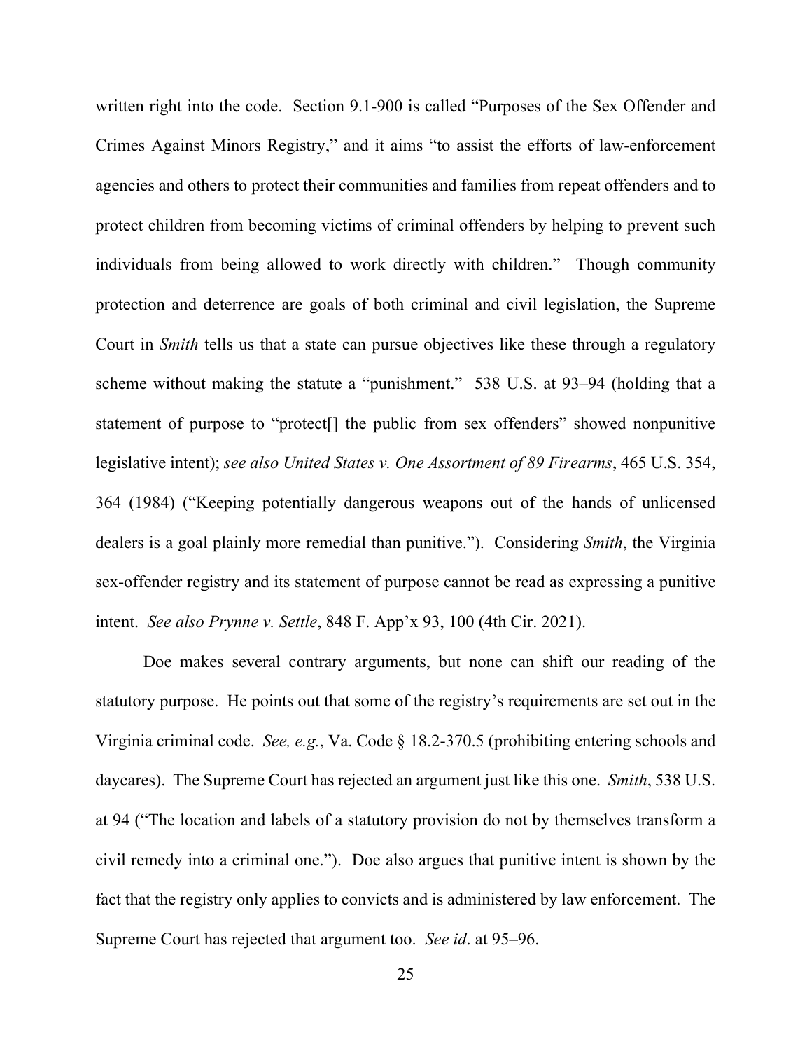written right into the code. Section 9.1-900 is called "Purposes of the Sex Offender and Crimes Against Minors Registry," and it aims "to assist the efforts of law-enforcement agencies and others to protect their communities and families from repeat offenders and to protect children from becoming victims of criminal offenders by helping to prevent such individuals from being allowed to work directly with children." Though community protection and deterrence are goals of both criminal and civil legislation, the Supreme Court in *Smith* tells us that a state can pursue objectives like these through a regulatory scheme without making the statute a "punishment." 538 U.S. at 93–94 (holding that a statement of purpose to "protect[] the public from sex offenders" showed nonpunitive legislative intent); *see also United States v. One Assortment of 89 Firearms*, 465 U.S. 354, 364 (1984) ("Keeping potentially dangerous weapons out of the hands of unlicensed dealers is a goal plainly more remedial than punitive."). Considering *Smith*, the Virginia sex-offender registry and its statement of purpose cannot be read as expressing a punitive intent. *See also Prynne v. Settle*, 848 F. App'x 93, 100 (4th Cir. 2021).

Doe makes several contrary arguments, but none can shift our reading of the statutory purpose. He points out that some of the registry's requirements are set out in the Virginia criminal code. *See, e.g.*, Va. Code § 18.2-370.5 (prohibiting entering schools and daycares). The Supreme Court has rejected an argument just like this one. *Smith*, 538 U.S. at 94 ("The location and labels of a statutory provision do not by themselves transform a civil remedy into a criminal one."). Doe also argues that punitive intent is shown by the fact that the registry only applies to convicts and is administered by law enforcement. The Supreme Court has rejected that argument too. *See id*. at 95–96.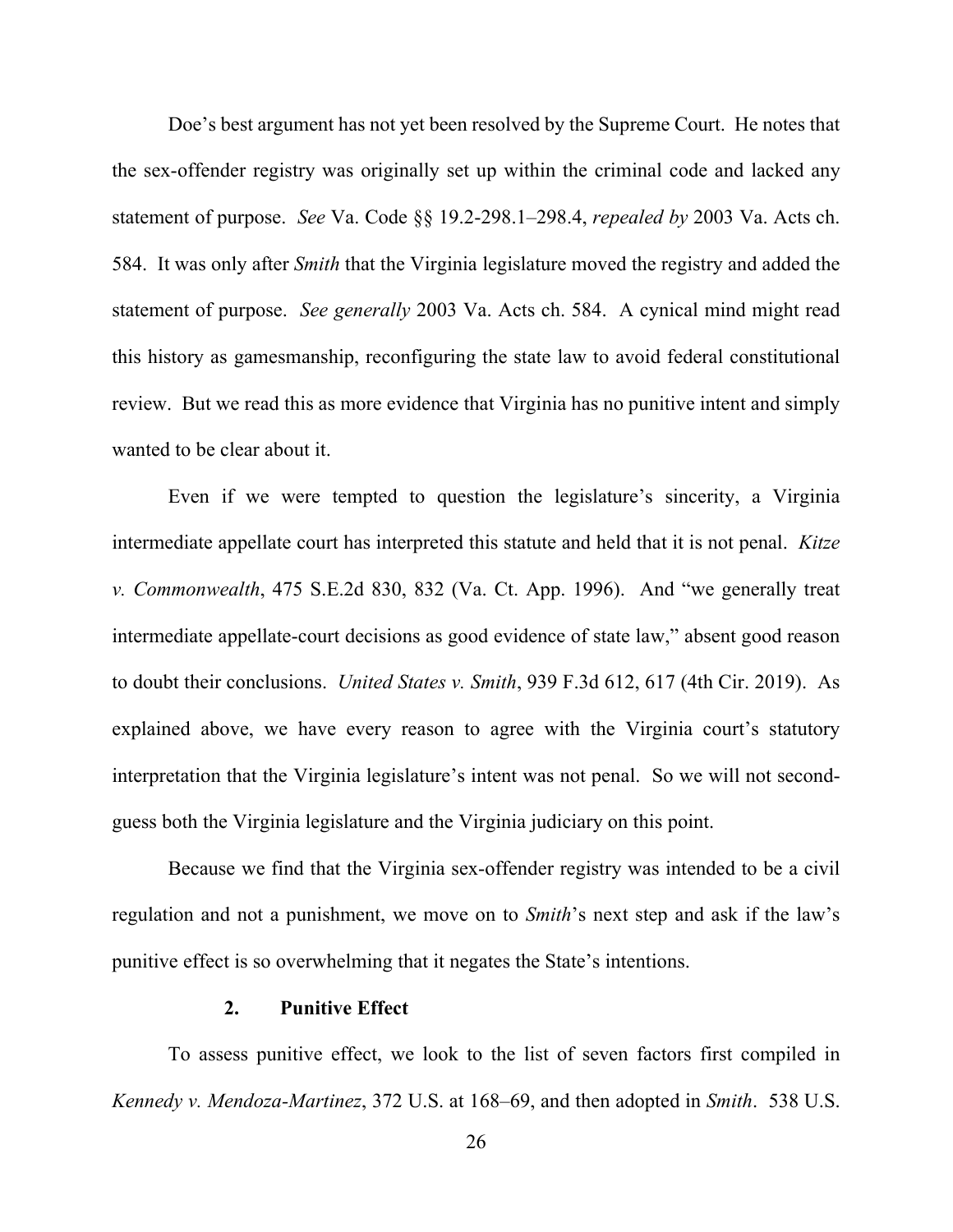Doe's best argument has not yet been resolved by the Supreme Court. He notes that the sex-offender registry was originally set up within the criminal code and lacked any statement of purpose. *See* Va. Code §§ 19.2-298.1–298.4, *repealed by* 2003 Va. Acts ch. 584. It was only after *Smith* that the Virginia legislature moved the registry and added the statement of purpose. *See generally* 2003 Va. Acts ch. 584. A cynical mind might read this history as gamesmanship, reconfiguring the state law to avoid federal constitutional review. But we read this as more evidence that Virginia has no punitive intent and simply wanted to be clear about it.

Even if we were tempted to question the legislature's sincerity, a Virginia intermediate appellate court has interpreted this statute and held that it is not penal. *Kitze v. Commonwealth*, 475 S.E.2d 830, 832 (Va. Ct. App. 1996). And "we generally treat intermediate appellate-court decisions as good evidence of state law," absent good reason to doubt their conclusions. *United States v. Smith*, 939 F.3d 612, 617 (4th Cir. 2019). As explained above, we have every reason to agree with the Virginia court's statutory interpretation that the Virginia legislature's intent was not penal. So we will not second-guess both the Virginia legislature and the Virginia judiciary on this point.

Because we find that the Virginia sex-offender registry was intended to be a civil regulation and not a punishment, we move on to *Smith*'s next step and ask if the law's punitive effect is so overwhelming that it negates the State's intentions.

### 2. Punitive Effect

To assess punitive effect, we look to the list of seven factors first compiled in *Kennedy v. Mendoza-Martinez*, 372 U.S. at 168–69, and then adopted in *Smith*. 538 U.S.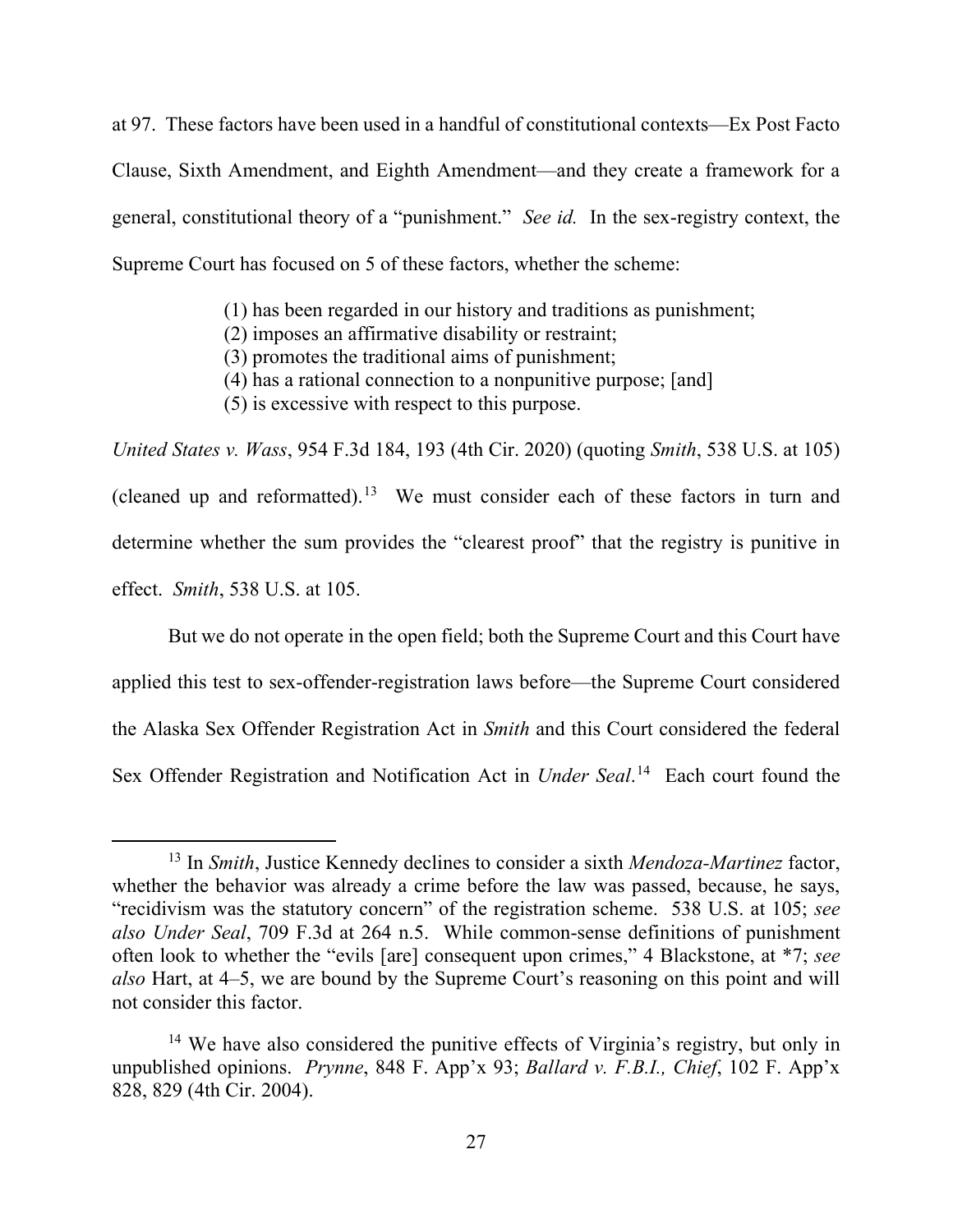at 97. These factors have been used in a handful of constitutional contexts—Ex Post Facto Clause, Sixth Amendment, and Eighth Amendment—and they create a framework for a general, constitutional theory of a "punishment." *See id.* In the sex-registry context, the Supreme Court has focused on 5 of these factors, whether the scheme:

> (1) has been regarded in our history and traditions as punishment;
> (2) imposes an affirmative disability or restraint;
> (3) promotes the traditional aims of punishment;
> (4) has a rational connection to a nonpunitive purpose; [and]
> (5) is excessive with respect to this purpose.

*United States v. Wass*, 954 F.3d 184, 193 (4th Cir. 2020) (quoting *Smith*, 538 U.S. at 105) (cleaned up and reformatted).[13] We must consider each of these factors in turn and determine whether the sum provides the "clearest proof" that the registry is punitive in effect. *Smith*, 538 U.S. at 105.

But we do not operate in the open field; both the Supreme Court and this Court have applied this test to sex-offender-registration laws before—the Supreme Court considered the Alaska Sex Offender Registration Act in *Smith* and this Court considered the federal Sex Offender Registration and Notification Act in *Under Seal*.[14] Each court found the

---

[13] In *Smith*, Justice Kennedy declines to consider a sixth *Mendoza-Martinez* factor, whether the behavior was already a crime before the law was passed, because, he says, "recidivism was the statutory concern" of the registration scheme. 538 U.S. at 105; *see also Under Seal*, 709 F.3d at 264 n.5. While common-sense definitions of punishment often look to whether the "evils [are] consequent upon crimes," 4 Blackstone, at *7; *see also* Hart, at 4–5, we are bound by the Supreme Court's reasoning on this point and will not consider this factor.

[14] We have also considered the punitive effects of Virginia's registry, but only in unpublished opinions. *Prynne*, 848 F. App'x 93; *Ballard v. F.B.I., Chief*, 102 F. App'x 828, 829 (4th Cir. 2004).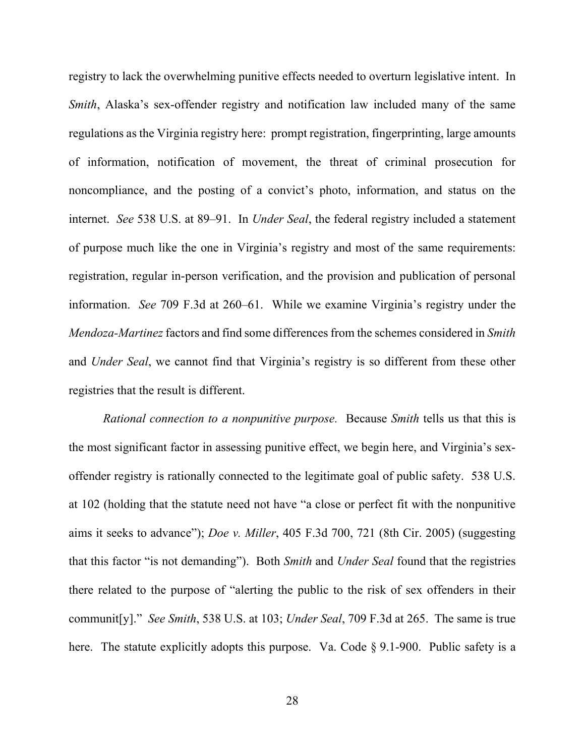registry to lack the overwhelming punitive effects needed to overturn legislative intent. In *Smith*, Alaska's sex-offender registry and notification law included many of the same regulations as the Virginia registry here: prompt registration, fingerprinting, large amounts of information, notification of movement, the threat of criminal prosecution for noncompliance, and the posting of a convict's photo, information, and status on the internet. *See* 538 U.S. at 89–91. In *Under Seal*, the federal registry included a statement of purpose much like the one in Virginia's registry and most of the same requirements: registration, regular in-person verification, and the provision and publication of personal information. *See* 709 F.3d at 260–61. While we examine Virginia's registry under the *Mendoza-Martinez* factors and find some differences from the schemes considered in *Smith* and *Under Seal*, we cannot find that Virginia's registry is so different from these other registries that the result is different.

*Rational connection to a nonpunitive purpose.* Because *Smith* tells us that this is the most significant factor in assessing punitive effect, we begin here, and Virginia's sex-offender registry is rationally connected to the legitimate goal of public safety. 538 U.S. at 102 (holding that the statute need not have "a close or perfect fit with the nonpunitive aims it seeks to advance"); *Doe v. Miller*, 405 F.3d 700, 721 (8th Cir. 2005) (suggesting that this factor "is not demanding"). Both *Smith* and *Under Seal* found that the registries there related to the purpose of "alerting the public to the risk of sex offenders in their communit[y]." *See Smith*, 538 U.S. at 103; *Under Seal*, 709 F.3d at 265. The same is true here. The statute explicitly adopts this purpose. Va. Code § 9.1-900. Public safety is a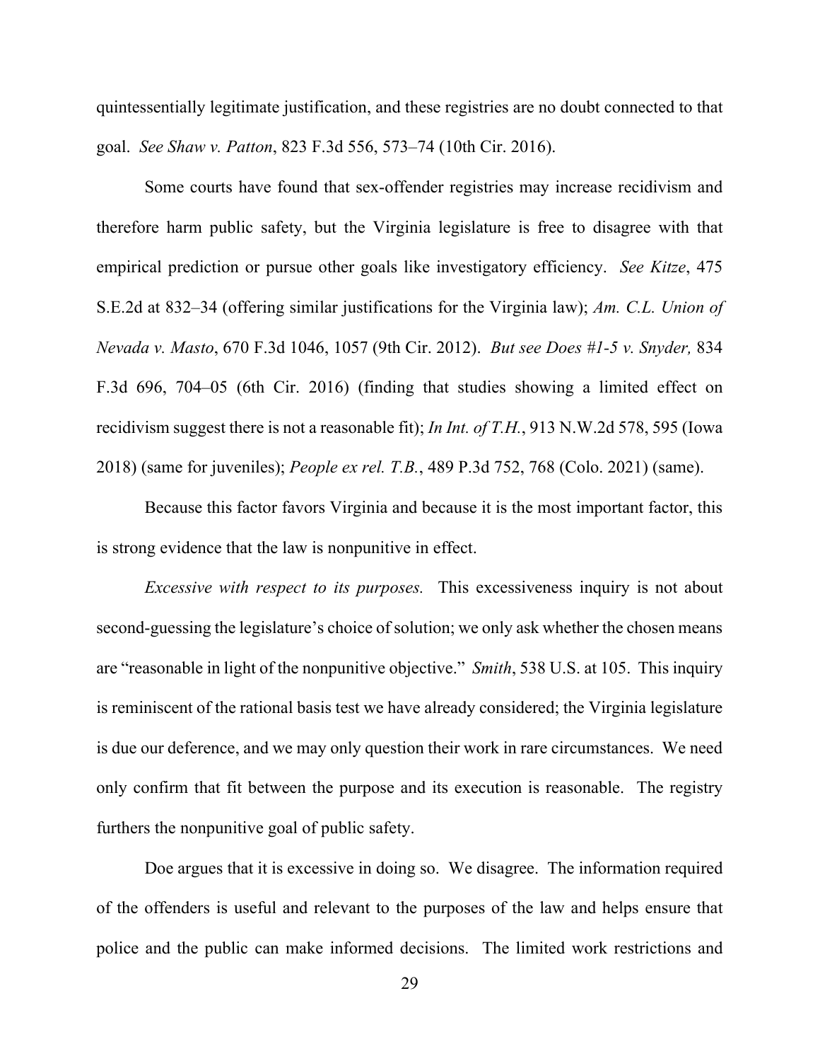quintessentially legitimate justification, and these registries are no doubt connected to that goal. *See Shaw v. Patton*, 823 F.3d 556, 573–74 (10th Cir. 2016).

Some courts have found that sex-offender registries may increase recidivism and therefore harm public safety, but the Virginia legislature is free to disagree with that empirical prediction or pursue other goals like investigatory efficiency. *See Kitze*, 475 S.E.2d at 832–34 (offering similar justifications for the Virginia law); *Am. C.L. Union of Nevada v. Masto*, 670 F.3d 1046, 1057 (9th Cir. 2012). *But see Does #1-5 v. Snyder,* 834 F.3d 696, 704–05 (6th Cir. 2016) (finding that studies showing a limited effect on recidivism suggest there is not a reasonable fit); *In Int. of T.H.*, 913 N.W.2d 578, 595 (Iowa 2018) (same for juveniles); *People ex rel. T.B.*, 489 P.3d 752, 768 (Colo. 2021) (same).

Because this factor favors Virginia and because it is the most important factor, this is strong evidence that the law is nonpunitive in effect.

*Excessive with respect to its purposes.* This excessiveness inquiry is not about second-guessing the legislature's choice of solution; we only ask whether the chosen means are "reasonable in light of the nonpunitive objective." *Smith*, 538 U.S. at 105. This inquiry is reminiscent of the rational basis test we have already considered; the Virginia legislature is due our deference, and we may only question their work in rare circumstances. We need only confirm that fit between the purpose and its execution is reasonable. The registry furthers the nonpunitive goal of public safety.

Doe argues that it is excessive in doing so. We disagree. The information required of the offenders is useful and relevant to the purposes of the law and helps ensure that police and the public can make informed decisions. The limited work restrictions and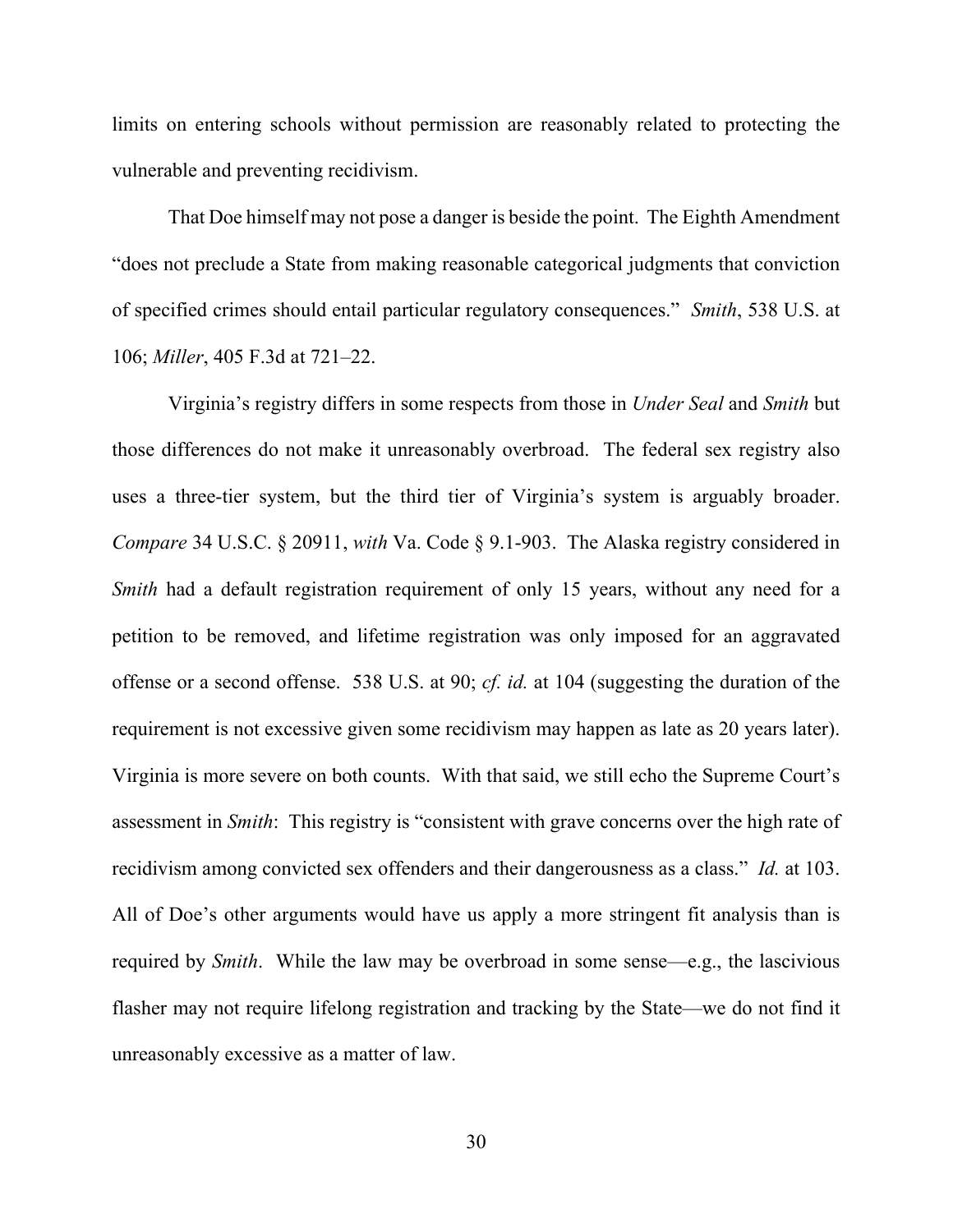limits on entering schools without permission are reasonably related to protecting the vulnerable and preventing recidivism.

That Doe himself may not pose a danger is beside the point. The Eighth Amendment "does not preclude a State from making reasonable categorical judgments that conviction of specified crimes should entail particular regulatory consequences." *Smith*, 538 U.S. at 106; *Miller*, 405 F.3d at 721–22.

Virginia's registry differs in some respects from those in *Under Seal* and *Smith* but those differences do not make it unreasonably overbroad. The federal sex registry also uses a three-tier system, but the third tier of Virginia's system is arguably broader. *Compare* 34 U.S.C. § 20911, *with* Va. Code § 9.1-903. The Alaska registry considered in *Smith* had a default registration requirement of only 15 years, without any need for a petition to be removed, and lifetime registration was only imposed for an aggravated offense or a second offense. 538 U.S. at 90; *cf. id.* at 104 (suggesting the duration of the requirement is not excessive given some recidivism may happen as late as 20 years later). Virginia is more severe on both counts. With that said, we still echo the Supreme Court's assessment in *Smith*: This registry is "consistent with grave concerns over the high rate of recidivism among convicted sex offenders and their dangerousness as a class." *Id.* at 103. All of Doe's other arguments would have us apply a more stringent fit analysis than is required by *Smith*. While the law may be overbroad in some sense—e.g., the lascivious flasher may not require lifelong registration and tracking by the State—we do not find it unreasonably excessive as a matter of law.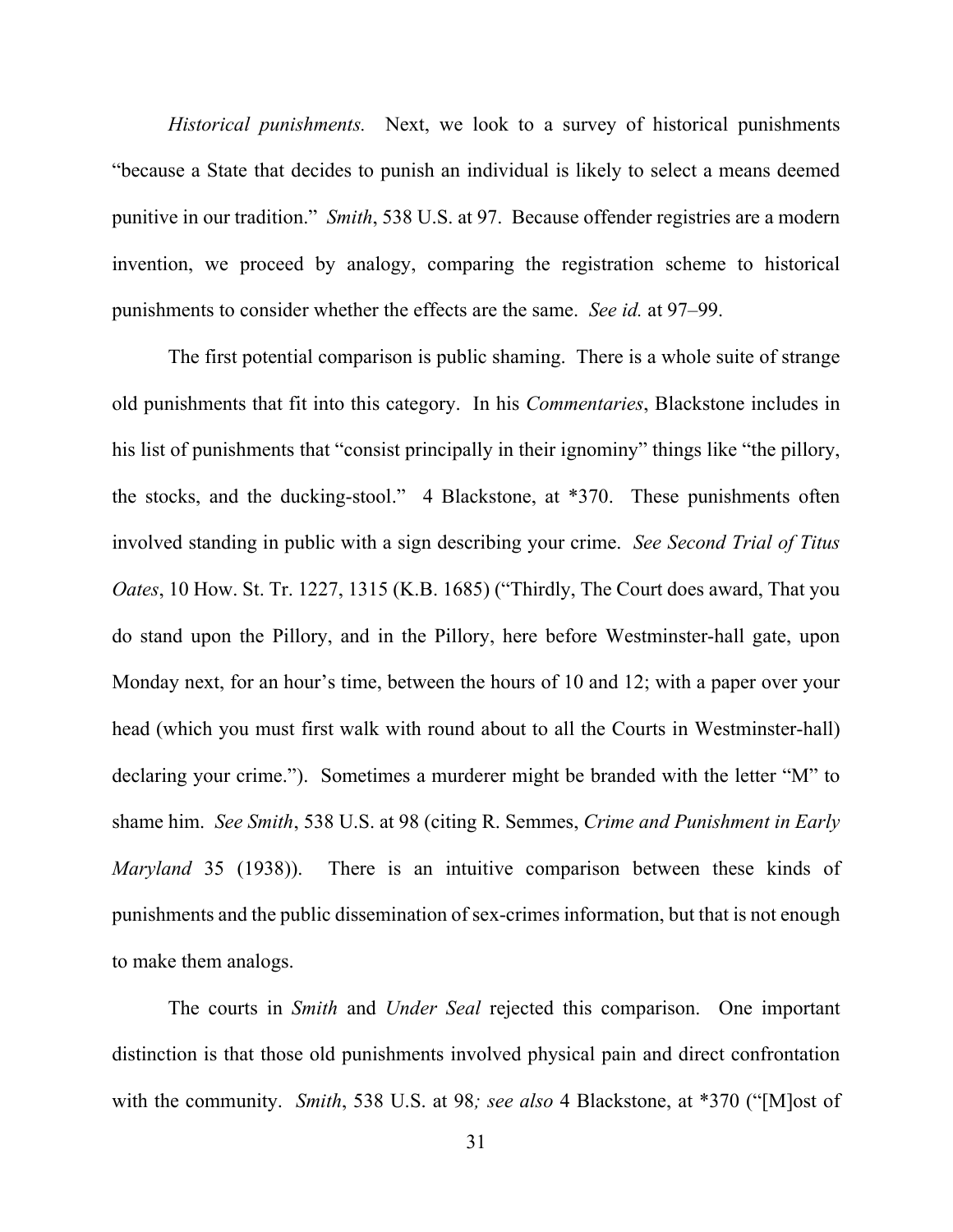*Historical punishments.* Next, we look to a survey of historical punishments "because a State that decides to punish an individual is likely to select a means deemed punitive in our tradition." *Smith*, 538 U.S. at 97. Because offender registries are a modern invention, we proceed by analogy, comparing the registration scheme to historical punishments to consider whether the effects are the same. *See id.* at 97–99.

The first potential comparison is public shaming. There is a whole suite of strange old punishments that fit into this category. In his *Commentaries*, Blackstone includes in his list of punishments that "consist principally in their ignominy" things like "the pillory, the stocks, and the ducking-stool." 4 Blackstone, at *370. These punishments often involved standing in public with a sign describing your crime. *See Second Trial of Titus Oates*, 10 How. St. Tr. 1227, 1315 (K.B. 1685) ("Thirdly, The Court does award, That you do stand upon the Pillory, and in the Pillory, here before Westminster-hall gate, upon Monday next, for an hour's time, between the hours of 10 and 12; with a paper over your head (which you must first walk with round about to all the Courts in Westminster-hall) declaring your crime."). Sometimes a murderer might be branded with the letter "M" to shame him. *See Smith*, 538 U.S. at 98 (citing R. Semmes, *Crime and Punishment in Early Maryland* 35 (1938)). There is an intuitive comparison between these kinds of punishments and the public dissemination of sex-crimes information, but that is not enough to make them analogs.

The courts in *Smith* and *Under Seal* rejected this comparison. One important distinction is that those old punishments involved physical pain and direct confrontation with the community. *Smith*, 538 U.S. at 98*; see also* 4 Blackstone, at *370 ("[M]ost of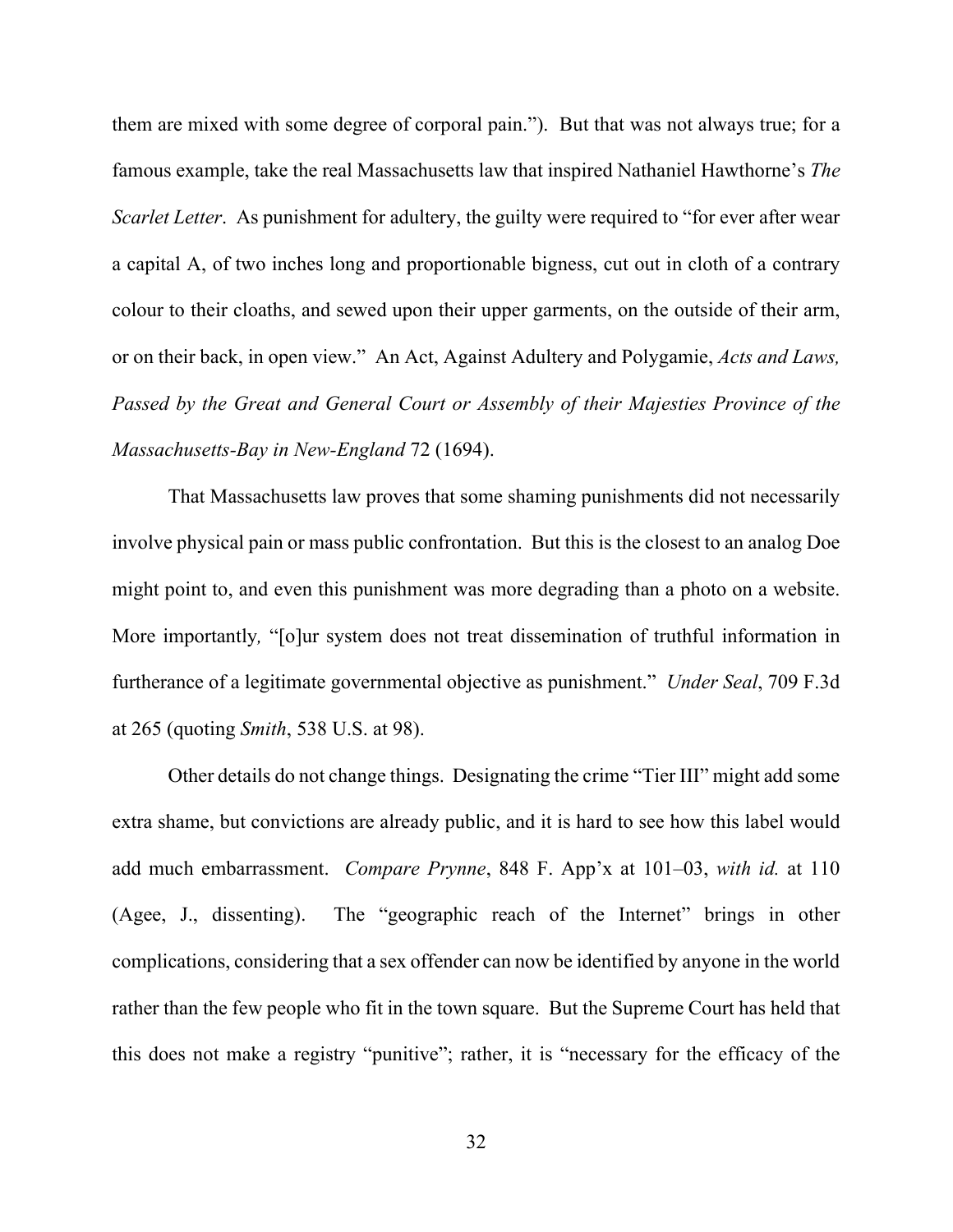them are mixed with some degree of corporal pain."). But that was not always true; for a famous example, take the real Massachusetts law that inspired Nathaniel Hawthorne's *The Scarlet Letter*. As punishment for adultery, the guilty were required to "for ever after wear a capital A, of two inches long and proportionable bigness, cut out in cloth of a contrary colour to their cloaths, and sewed upon their upper garments, on the outside of their arm, or on their back, in open view." An Act, Against Adultery and Polygamie, *Acts and Laws, Passed by the Great and General Court or Assembly of their Majesties Province of the Massachusetts-Bay in New-England* 72 (1694).

That Massachusetts law proves that some shaming punishments did not necessarily involve physical pain or mass public confrontation. But this is the closest to an analog Doe might point to, and even this punishment was more degrading than a photo on a website. More importantly, "[o]ur system does not treat dissemination of truthful information in furtherance of a legitimate governmental objective as punishment." *Under Seal*, 709 F.3d at 265 (quoting *Smith*, 538 U.S. at 98).

Other details do not change things. Designating the crime "Tier III" might add some extra shame, but convictions are already public, and it is hard to see how this label would add much embarrassment. *Compare Prynne*, 848 F. App'x at 101–03, *with id.* at 110 (Agee, J., dissenting). The "geographic reach of the Internet" brings in other complications, considering that a sex offender can now be identified by anyone in the world rather than the few people who fit in the town square. But the Supreme Court has held that this does not make a registry "punitive"; rather, it is "necessary for the efficacy of the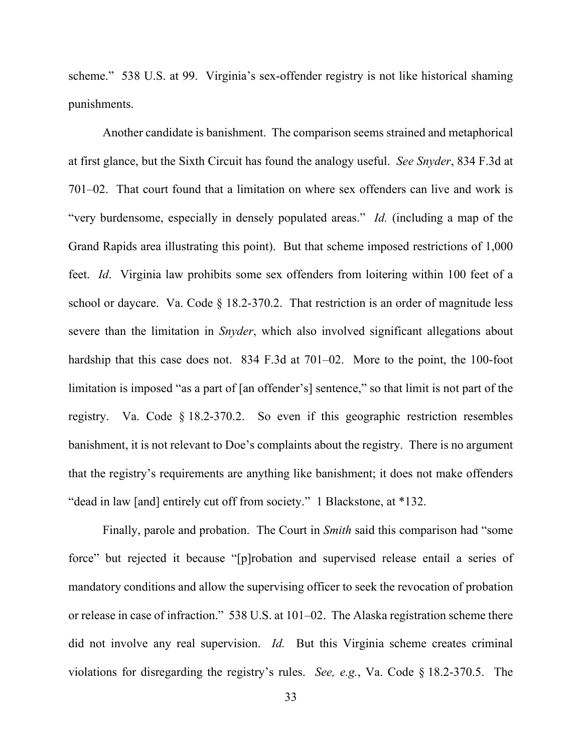scheme." 538 U.S. at 99. Virginia's sex-offender registry is not like historical shaming punishments.

Another candidate is banishment. The comparison seems strained and metaphorical at first glance, but the Sixth Circuit has found the analogy useful. *See Snyder*, 834 F.3d at 701–02. That court found that a limitation on where sex offenders can live and work is "very burdensome, especially in densely populated areas." *Id.* (including a map of the Grand Rapids area illustrating this point). But that scheme imposed restrictions of 1,000 feet. *Id*. Virginia law prohibits some sex offenders from loitering within 100 feet of a school or daycare. Va. Code § 18.2-370.2. That restriction is an order of magnitude less severe than the limitation in *Snyder*, which also involved significant allegations about hardship that this case does not. 834 F.3d at 701–02. More to the point, the 100-foot limitation is imposed "as a part of [an offender's] sentence," so that limit is not part of the registry. Va. Code § 18.2-370.2. So even if this geographic restriction resembles banishment, it is not relevant to Doe's complaints about the registry. There is no argument that the registry's requirements are anything like banishment; it does not make offenders "dead in law [and] entirely cut off from society." 1 Blackstone, at *132.

Finally, parole and probation. The Court in *Smith* said this comparison had "some force" but rejected it because "[p]robation and supervised release entail a series of mandatory conditions and allow the supervising officer to seek the revocation of probation or release in case of infraction." 538 U.S. at 101–02. The Alaska registration scheme there did not involve any real supervision. *Id.* But this Virginia scheme creates criminal violations for disregarding the registry's rules. *See, e.g.*, Va. Code § 18.2-370.5. The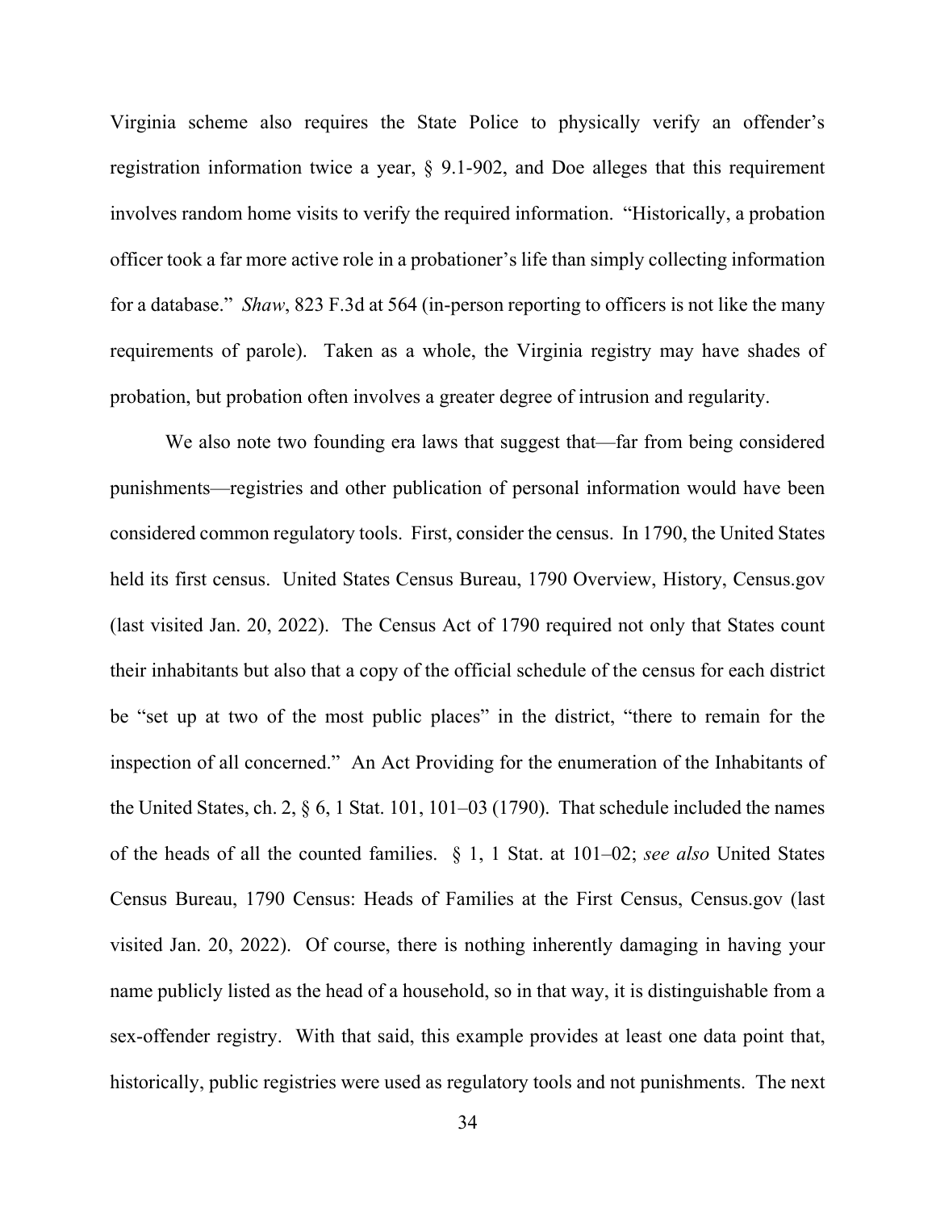Virginia scheme also requires the State Police to physically verify an offender's registration information twice a year, § 9.1-902, and Doe alleges that this requirement involves random home visits to verify the required information. "Historically, a probation officer took a far more active role in a probationer's life than simply collecting information for a database." *Shaw*, 823 F.3d at 564 (in-person reporting to officers is not like the many requirements of parole). Taken as a whole, the Virginia registry may have shades of probation, but probation often involves a greater degree of intrusion and regularity.

We also note two founding era laws that suggest that—far from being considered punishments—registries and other publication of personal information would have been considered common regulatory tools. First, consider the census. In 1790, the United States held its first census. United States Census Bureau, 1790 Overview, History, Census.gov (last visited Jan. 20, 2022). The Census Act of 1790 required not only that States count their inhabitants but also that a copy of the official schedule of the census for each district be "set up at two of the most public places" in the district, "there to remain for the inspection of all concerned." An Act Providing for the enumeration of the Inhabitants of the United States, ch. 2, § 6, 1 Stat. 101, 101–03 (1790). That schedule included the names of the heads of all the counted families. § 1, 1 Stat. at 101–02; *see also* United States Census Bureau, 1790 Census: Heads of Families at the First Census, Census.gov (last visited Jan. 20, 2022). Of course, there is nothing inherently damaging in having your name publicly listed as the head of a household, so in that way, it is distinguishable from a sex-offender registry. With that said, this example provides at least one data point that, historically, public registries were used as regulatory tools and not punishments. The next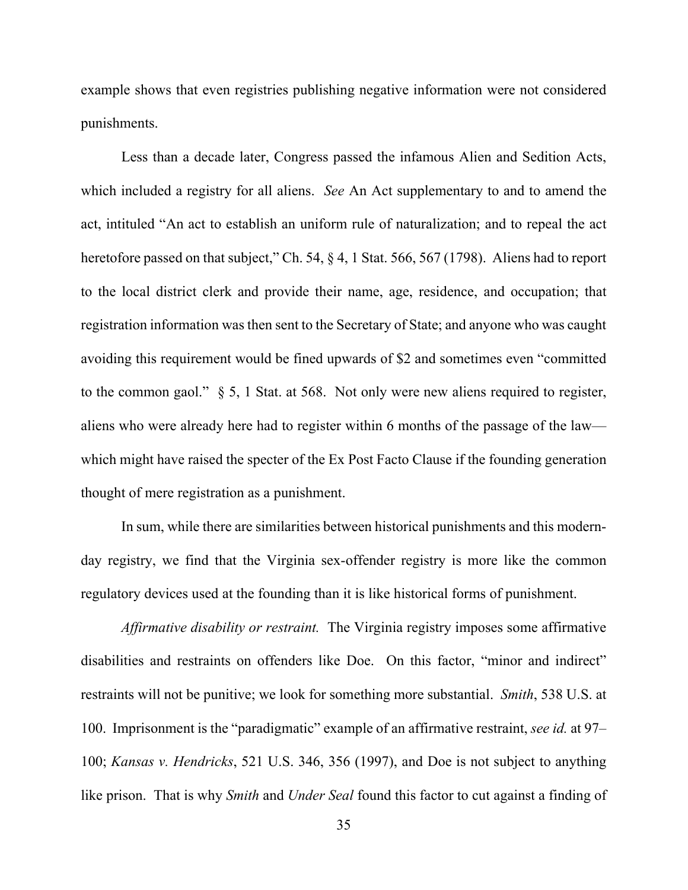example shows that even registries publishing negative information were not considered punishments.

Less than a decade later, Congress passed the infamous Alien and Sedition Acts, which included a registry for all aliens. *See* An Act supplementary to and to amend the act, intituled "An act to establish an uniform rule of naturalization; and to repeal the act heretofore passed on that subject," Ch. 54, § 4, 1 Stat. 566, 567 (1798). Aliens had to report to the local district clerk and provide their name, age, residence, and occupation; that registration information was then sent to the Secretary of State; and anyone who was caught avoiding this requirement would be fined upwards of $2 and sometimes even "committed to the common gaol." § 5, 1 Stat. at 568. Not only were new aliens required to register, aliens who were already here had to register within 6 months of the passage of the law—which might have raised the specter of the Ex Post Facto Clause if the founding generation thought of mere registration as a punishment.

In sum, while there are similarities between historical punishments and this modern-day registry, we find that the Virginia sex-offender registry is more like the common regulatory devices used at the founding than it is like historical forms of punishment.

*Affirmative disability or restraint.* The Virginia registry imposes some affirmative disabilities and restraints on offenders like Doe. On this factor, "minor and indirect" restraints will not be punitive; we look for something more substantial. *Smith*, 538 U.S. at 100. Imprisonment is the "paradigmatic" example of an affirmative restraint, *see id.* at 97–100; *Kansas v. Hendricks*, 521 U.S. 346, 356 (1997), and Doe is not subject to anything like prison. That is why *Smith* and *Under Seal* found this factor to cut against a finding of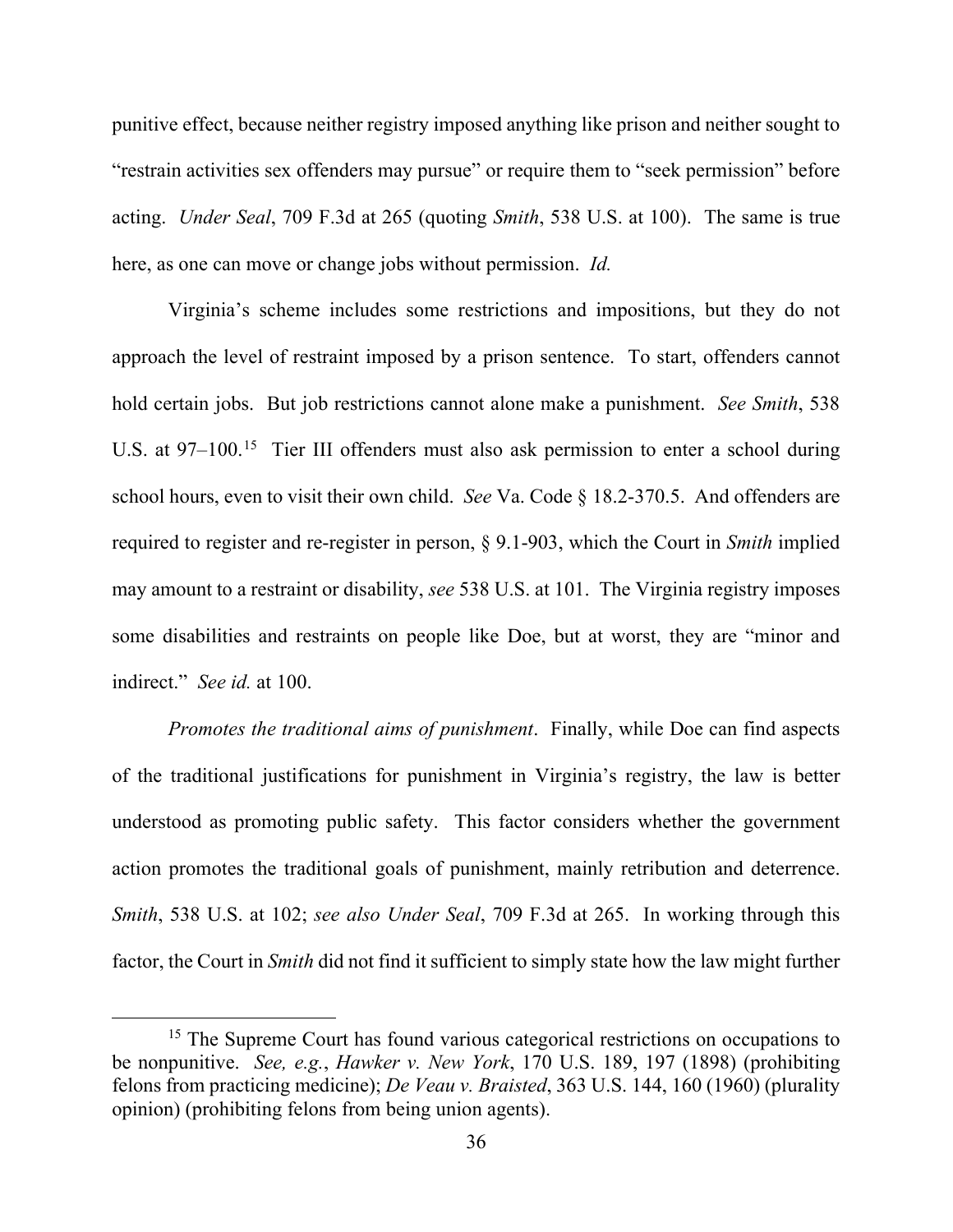punitive effect, because neither registry imposed anything like prison and neither sought to "restrain activities sex offenders may pursue" or require them to "seek permission" before acting. *Under Seal*, 709 F.3d at 265 (quoting *Smith*, 538 U.S. at 100). The same is true here, as one can move or change jobs without permission. *Id.*

Virginia's scheme includes some restrictions and impositions, but they do not approach the level of restraint imposed by a prison sentence. To start, offenders cannot hold certain jobs. But job restrictions cannot alone make a punishment. *See Smith*, 538 U.S. at 97–100.[15] Tier III offenders must also ask permission to enter a school during school hours, even to visit their own child. *See* Va. Code § 18.2-370.5. And offenders are required to register and re-register in person, § 9.1-903, which the Court in *Smith* implied may amount to a restraint or disability, *see* 538 U.S. at 101. The Virginia registry imposes some disabilities and restraints on people like Doe, but at worst, they are "minor and indirect." *See id.* at 100.

*Promotes the traditional aims of punishment*. Finally, while Doe can find aspects of the traditional justifications for punishment in Virginia's registry, the law is better understood as promoting public safety. This factor considers whether the government action promotes the traditional goals of punishment, mainly retribution and deterrence. *Smith*, 538 U.S. at 102; *see also Under Seal*, 709 F.3d at 265. In working through this factor, the Court in *Smith* did not find it sufficient to simply state how the law might further

---

[15] The Supreme Court has found various categorical restrictions on occupations to be nonpunitive. *See, e.g.*, *Hawker v. New York*, 170 U.S. 189, 197 (1898) (prohibiting felons from practicing medicine); *De Veau v. Braisted*, 363 U.S. 144, 160 (1960) (plurality opinion) (prohibiting felons from being union agents).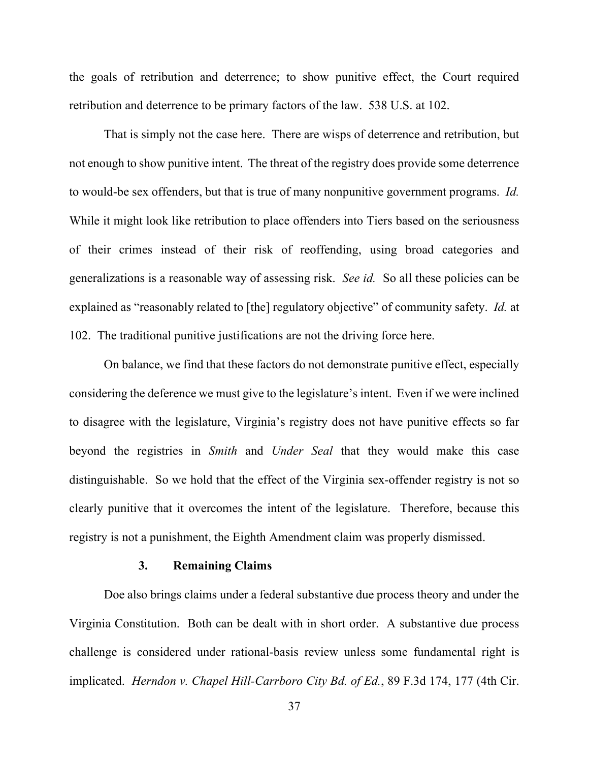the goals of retribution and deterrence; to show punitive effect, the Court required retribution and deterrence to be primary factors of the law. 538 U.S. at 102.

That is simply not the case here. There are wisps of deterrence and retribution, but not enough to show punitive intent. The threat of the registry does provide some deterrence to would-be sex offenders, but that is true of many nonpunitive government programs. *Id.* While it might look like retribution to place offenders into Tiers based on the seriousness of their crimes instead of their risk of reoffending, using broad categories and generalizations is a reasonable way of assessing risk. *See id.* So all these policies can be explained as "reasonably related to [the] regulatory objective" of community safety. *Id.* at 102. The traditional punitive justifications are not the driving force here.

On balance, we find that these factors do not demonstrate punitive effect, especially considering the deference we must give to the legislature's intent. Even if we were inclined to disagree with the legislature, Virginia's registry does not have punitive effects so far beyond the registries in *Smith* and *Under Seal* that they would make this case distinguishable. So we hold that the effect of the Virginia sex-offender registry is not so clearly punitive that it overcomes the intent of the legislature. Therefore, because this registry is not a punishment, the Eighth Amendment claim was properly dismissed.

### 3. Remaining Claims

Doe also brings claims under a federal substantive due process theory and under the Virginia Constitution. Both can be dealt with in short order. A substantive due process challenge is considered under rational-basis review unless some fundamental right is implicated. *Herndon v. Chapel Hill-Carrboro City Bd. of Ed.*, 89 F.3d 174, 177 (4th Cir.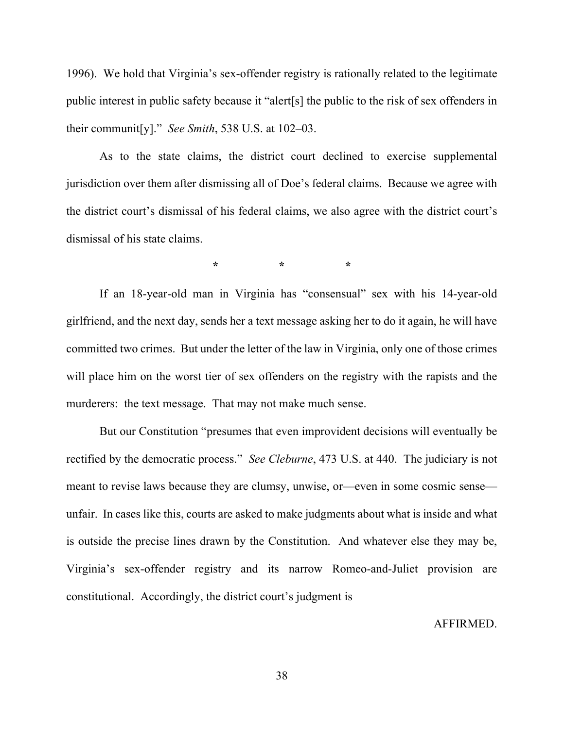1996). We hold that Virginia's sex-offender registry is rationally related to the legitimate public interest in public safety because it "alert[s] the public to the risk of sex offenders in their communit[y]." *See Smith*, 538 U.S. at 102–03.

As to the state claims, the district court declined to exercise supplemental jurisdiction over them after dismissing all of Doe's federal claims. Because we agree with the district court's dismissal of his federal claims, we also agree with the district court's dismissal of his state claims.

\*   \*   \*

If an 18-year-old man in Virginia has "consensual" sex with his 14-year-old girlfriend, and the next day, sends her a text message asking her to do it again, he will have committed two crimes. But under the letter of the law in Virginia, only one of those crimes will place him on the worst tier of sex offenders on the registry with the rapists and the murderers: the text message. That may not make much sense.

But our Constitution "presumes that even improvident decisions will eventually be rectified by the democratic process." *See Cleburne*, 473 U.S. at 440. The judiciary is not meant to revise laws because they are clumsy, unwise, or—even in some cosmic sense—unfair. In cases like this, courts are asked to make judgments about what is inside and what is outside the precise lines drawn by the Constitution. And whatever else they may be, Virginia's sex-offender registry and its narrow Romeo-and-Juliet provision are constitutional. Accordingly, the district court's judgment is

AFFIRMED.